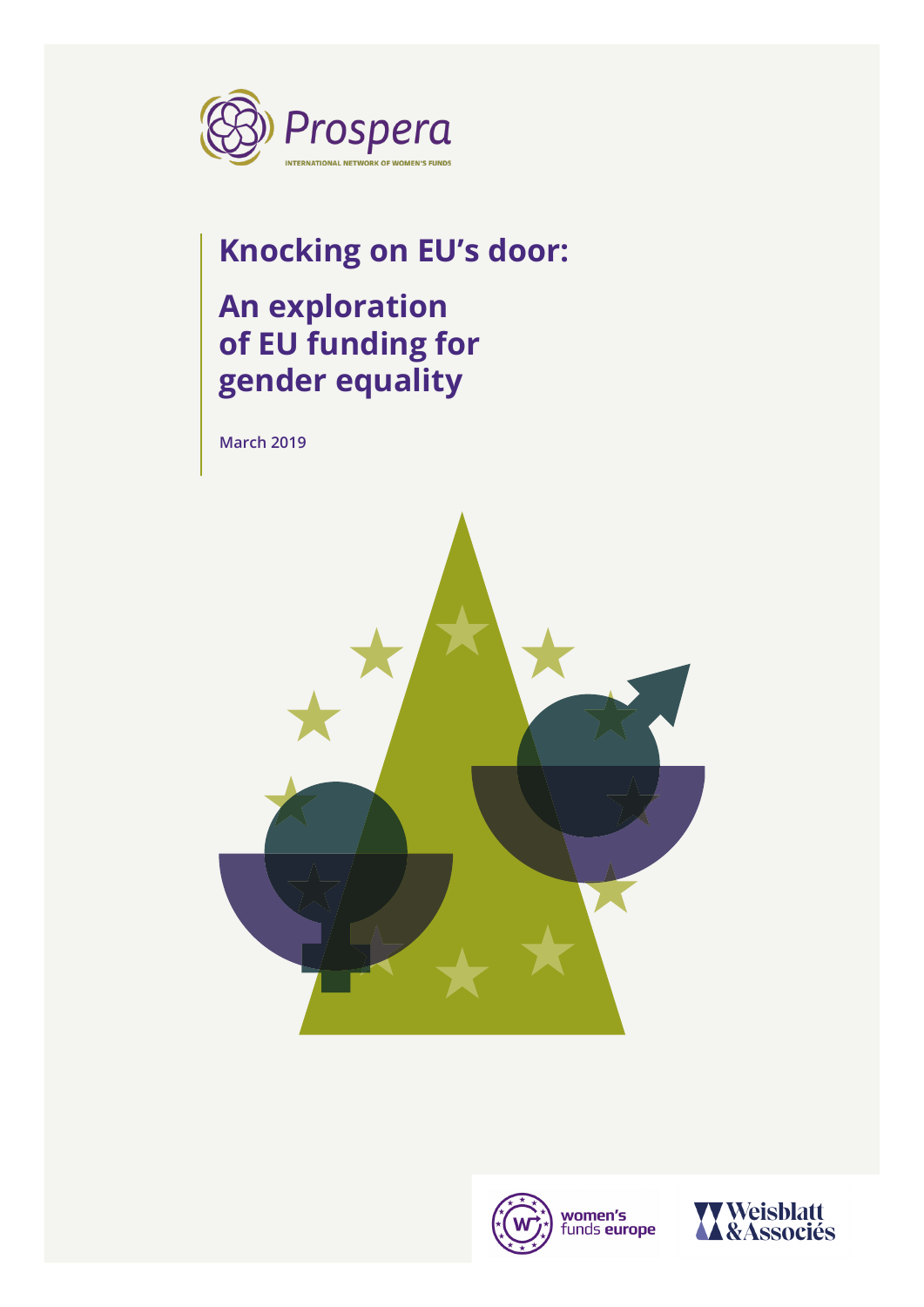Prospera

INTERNATIONAL NETWORK OF WOMEN'S FUNDS

# Knocking on EU's door:

# An exploration of EU funding for gender equality

March 2019

women's funds europe

Weisblatt & Associés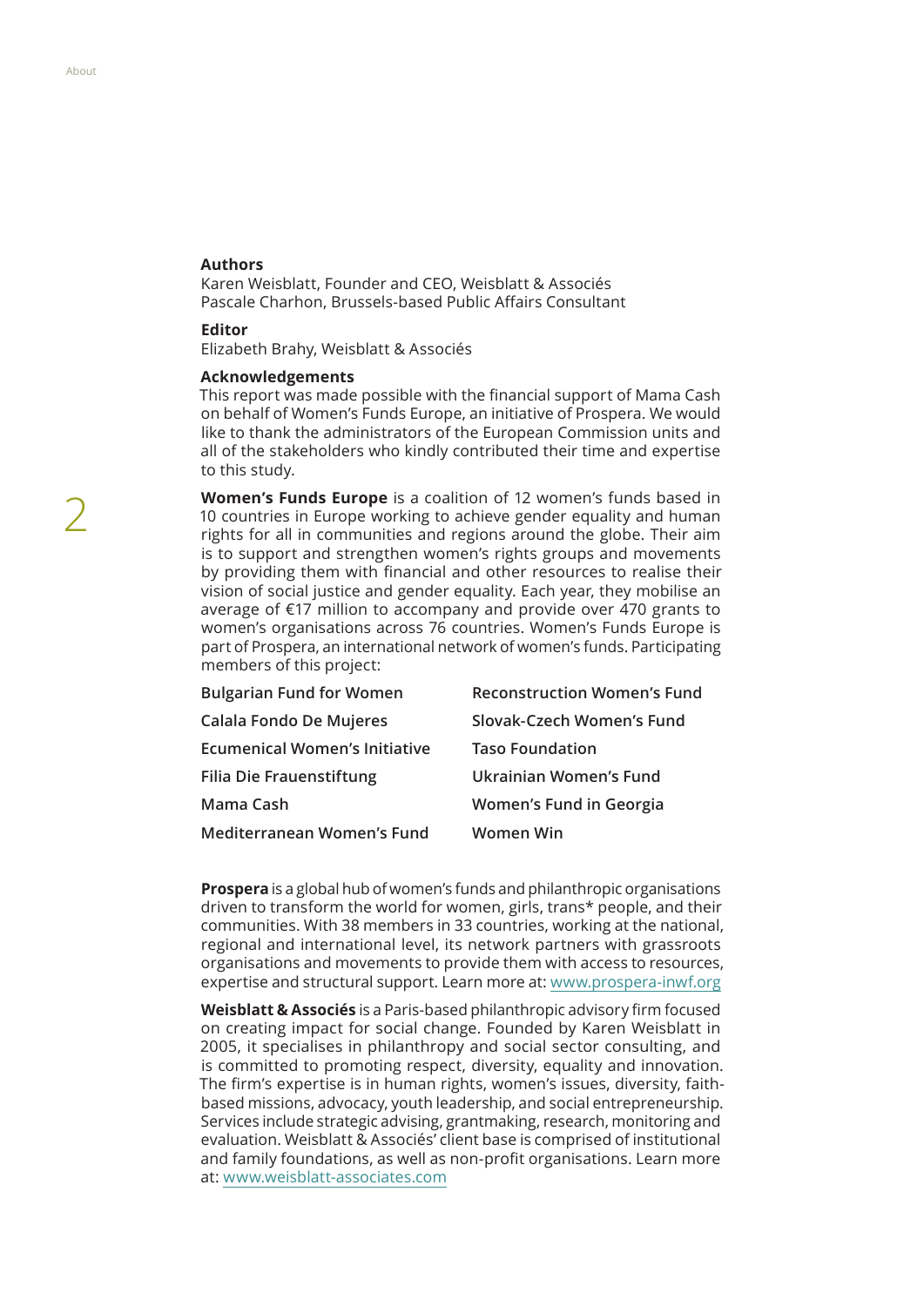**Authors**
Karen Weisblatt, Founder and CEO, Weisblatt & Associés
Pascale Charhon, Brussels-based Public Affairs Consultant

**Editor**
Elizabeth Brahy, Weisblatt & Associés

**Acknowledgements**
This report was made possible with the financial support of Mama Cash on behalf of Women's Funds Europe, an initiative of Prospera. We would like to thank the administrators of the European Commission units and all of the stakeholders who kindly contributed their time and expertise to this study.

**Women's Funds Europe** is a coalition of 12 women's funds based in 10 countries in Europe working to achieve gender equality and human rights for all in communities and regions around the globe. Their aim is to support and strengthen women's rights groups and movements by providing them with financial and other resources to realise their vision of social justice and gender equality. Each year, they mobilise an average of €17 million to accompany and provide over 470 grants to women's organisations across 76 countries. Women's Funds Europe is part of Prospera, an international network of women's funds. Participating members of this project:

- Bulgarian Fund for Women
- Calala Fondo De Mujeres
- Ecumenical Women's Initiative
- Filia Die Frauenstiftung
- Mama Cash
- Mediterranean Women's Fund
- Reconstruction Women's Fund
- Slovak-Czech Women's Fund
- Taso Foundation
- Ukrainian Women's Fund
- Women's Fund in Georgia
- Women Win

**Prospera** is a global hub of women's funds and philanthropic organisations driven to transform the world for women, girls, trans* people, and their communities. With 38 members in 33 countries, working at the national, regional and international level, its network partners with grassroots organisations and movements to provide them with access to resources, expertise and structural support. Learn more at: www.prospera-inwf.org

**Weisblatt & Associés** is a Paris-based philanthropic advisory firm focused on creating impact for social change. Founded by Karen Weisblatt in 2005, it specialises in philanthropy and social sector consulting, and is committed to promoting respect, diversity, equality and innovation. The firm's expertise is in human rights, women's issues, diversity, faith-based missions, advocacy, youth leadership, and social entrepreneurship. Services include strategic advising, grantmaking, research, monitoring and evaluation. Weisblatt & Associés' client base is comprised of institutional and family foundations, as well as non-profit organisations. Learn more at: www.weisblatt-associates.com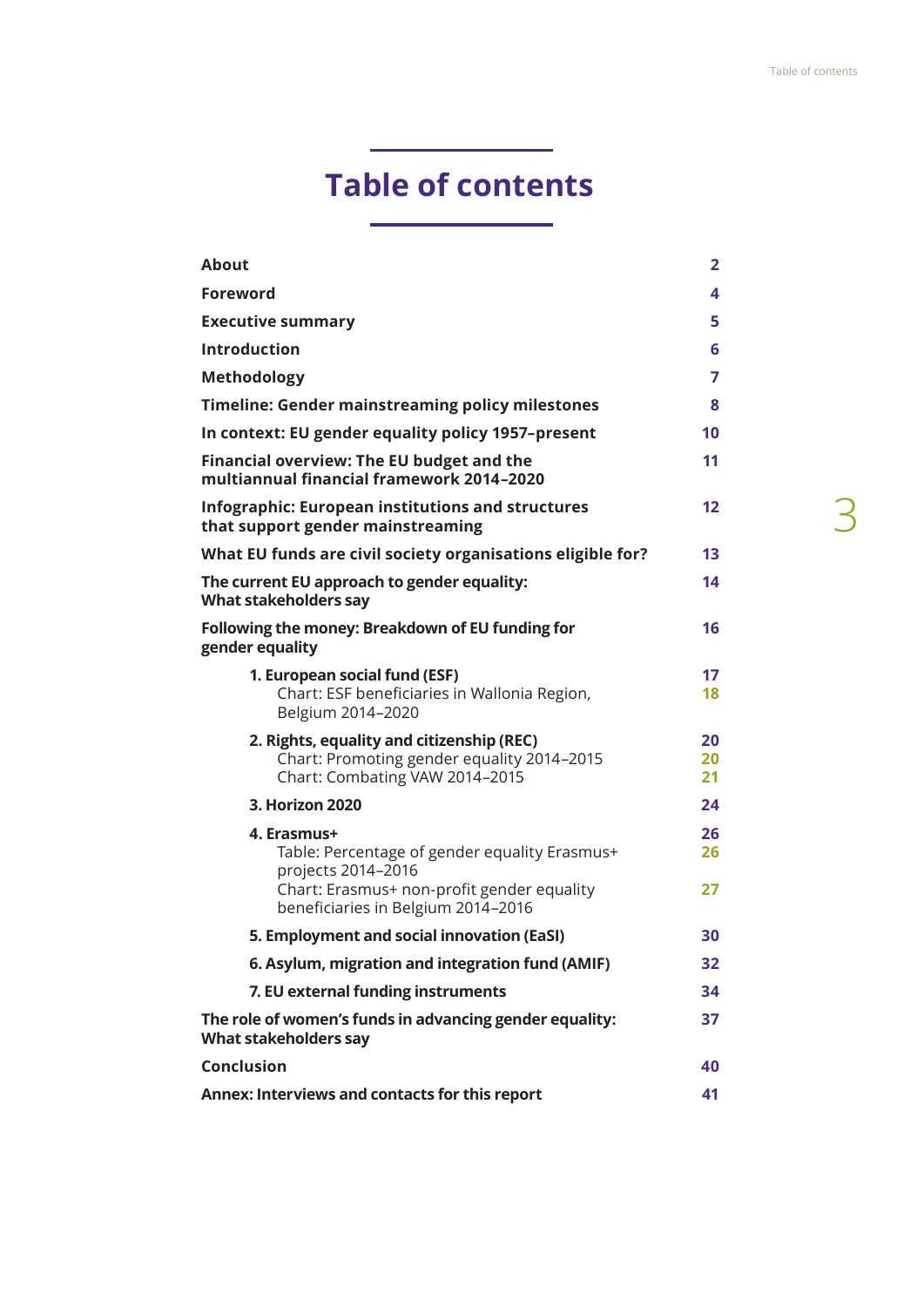# Table of contents

| | |
|---|---|
| **About** | **2** |
| **Foreword** | **4** |
| **Executive summary** | **5** |
| **Introduction** | **6** |
| **Methodology** | **7** |
| **Timeline: Gender mainstreaming policy milestones** | **8** |
| **In context: EU gender equality policy 1957–present** | **10** |
| **Financial overview: The EU budget and the multiannual financial framework 2014–2020** | **11** |
| **Infographic: European institutions and structures that support gender mainstreaming** | **12** |
| **What EU funds are civil society organisations eligible for?** | **13** |
| **The current EU approach to gender equality: What stakeholders say** | **14** |
| **Following the money: Breakdown of EU funding for gender equality** | **16** |
| **1. European social fund (ESF)** | **17** |
| Chart: ESF beneficiaries in Wallonia Region, Belgium 2014–2020 | **18** |
| **2. Rights, equality and citizenship (REC)** | **20** |
| Chart: Promoting gender equality 2014–2015 | **20** |
| Chart: Combating VAW 2014–2015 | **21** |
| **3. Horizon 2020** | **24** |
| **4. Erasmus+** | **26** |
| Table: Percentage of gender equality Erasmus+ projects 2014–2016 | **26** |
| Chart: Erasmus+ non-profit gender equality beneficiaries in Belgium 2014–2016 | **27** |
| **5. Employment and social innovation (EaSI)** | **30** |
| **6. Asylum, migration and integration fund (AMIF)** | **32** |
| **7. EU external funding instruments** | **34** |
| **The role of women's funds in advancing gender equality: What stakeholders say** | **37** |
| **Conclusion** | **40** |
| **Annex: Interviews and contacts for this report** | **41** |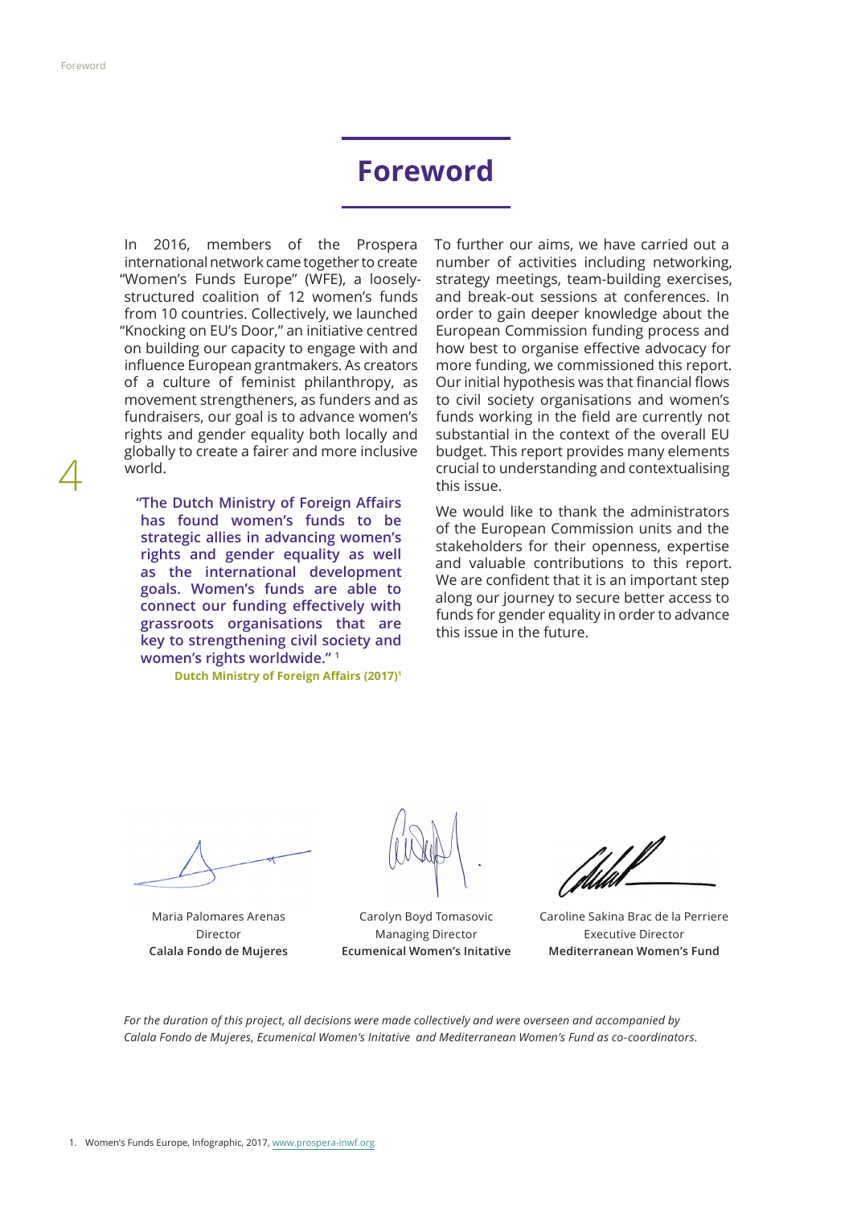# Foreword

In 2016, members of the Prospera international network came together to create "Women's Funds Europe" (WFE), a loosely-structured coalition of 12 women's funds from 10 countries. Collectively, we launched "Knocking on EU's Door," an initiative centred on building our capacity to engage with and influence European grantmakers. As creators of a culture of feminist philanthropy, as movement strengtheners, as funders and as fundraisers, our goal is to advance women's rights and gender equality both locally and globally to create a fairer and more inclusive world.

> **"The Dutch Ministry of Foreign Affairs has found women's funds to be strategic allies in advancing women's rights and gender equality as well as the international development goals. Women's funds are able to connect our funding effectively with grassroots organisations that are key to strengthening civil society and women's rights worldwide."** [1]
>
> **Dutch Ministry of Foreign Affairs (2017)**[1]

To further our aims, we have carried out a number of activities including networking, strategy meetings, team-building exercises, and break-out sessions at conferences. In order to gain deeper knowledge about the European Commission funding process and how best to organise effective advocacy for more funding, we commissioned this report. Our initial hypothesis was that financial flows to civil society organisations and women's funds working in the field are currently not substantial in the context of the overall EU budget. This report provides many elements crucial to understanding and contextualising this issue.

We would like to thank the administrators of the European Commission units and the stakeholders for their openness, expertise and valuable contributions to this report. We are confident that it is an important step along our journey to secure better access to funds for gender equality in order to advance this issue in the future.

Maria Palomares Arenas
Director
**Calala Fondo de Mujeres**

Carolyn Boyd Tomasovic
Managing Director
**Ecumenical Women's Initative**

Caroline Sakina Brac de la Perriere
Executive Director
**Mediterranean Women's Fund**

*For the duration of this project, all decisions were made collectively and were overseen and accompanied by Calala Fondo de Mujeres, Ecumenical Women's Initative and Mediterranean Women's Fund as co-coordinators.*

1. Women's Funds Europe, Infographic, 2017, www.prospera-inwf.org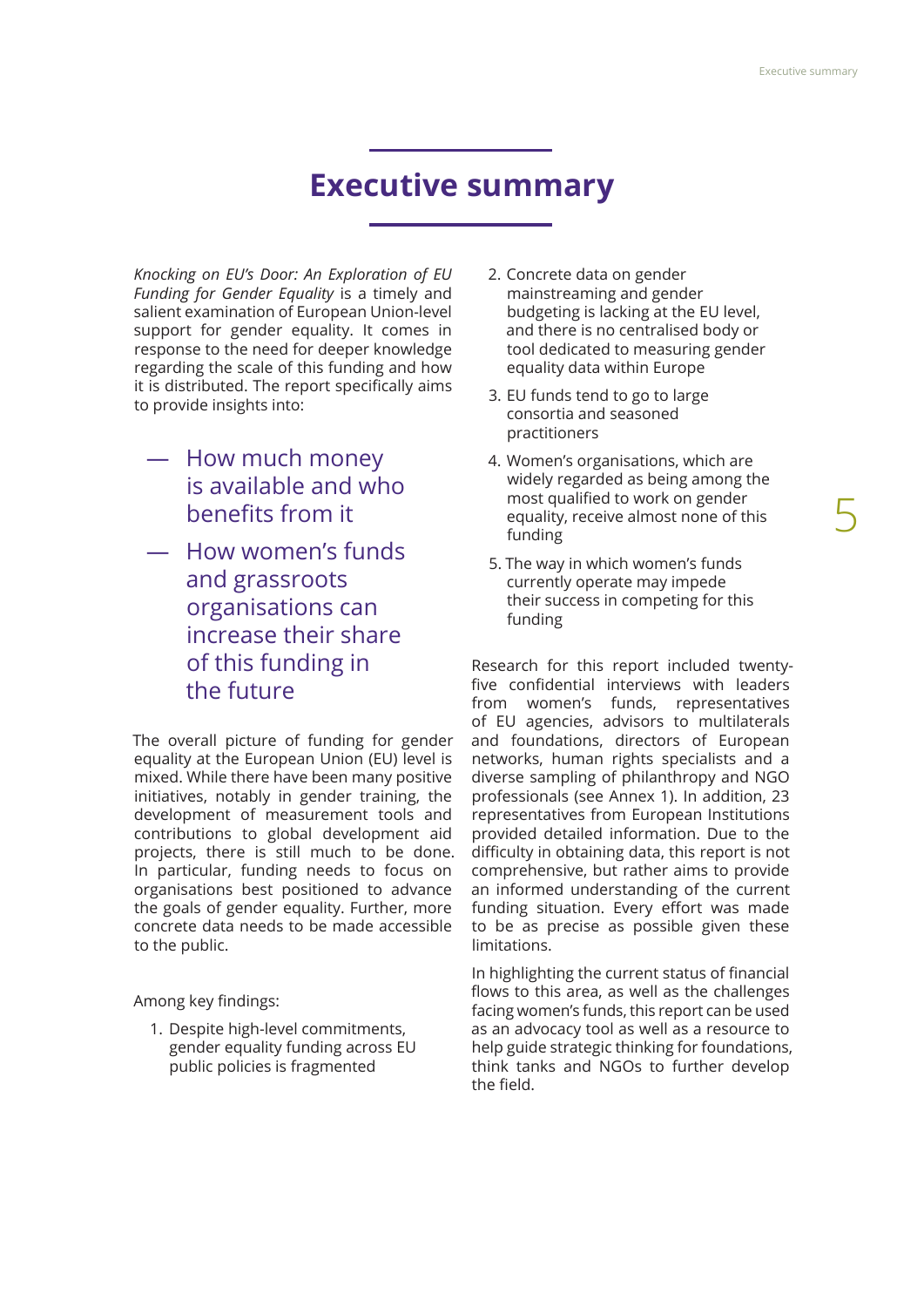# Executive summary

*Knocking on EU's Door: An Exploration of EU Funding for Gender Equality* is a timely and salient examination of European Union-level support for gender equality. It comes in response to the need for deeper knowledge regarding the scale of this funding and how it is distributed. The report specifically aims to provide insights into:

- How much money is available and who benefits from it
- How women's funds and grassroots organisations can increase their share of this funding in the future

The overall picture of funding for gender equality at the European Union (EU) level is mixed. While there have been many positive initiatives, notably in gender training, the development of measurement tools and contributions to global development aid projects, there is still much to be done. In particular, funding needs to focus on organisations best positioned to advance the goals of gender equality. Further, more concrete data needs to be made accessible to the public.

Among key findings:

1. Despite high-level commitments, gender equality funding across EU public policies is fragmented
2. Concrete data on gender mainstreaming and gender budgeting is lacking at the EU level, and there is no centralised body or tool dedicated to measuring gender equality data within Europe
3. EU funds tend to go to large consortia and seasoned practitioners
4. Women's organisations, which are widely regarded as being among the most qualified to work on gender equality, receive almost none of this funding
5. The way in which women's funds currently operate may impede their success in competing for this funding

Research for this report included twenty-five confidential interviews with leaders from women's funds, representatives of EU agencies, advisors to multilaterals and foundations, directors of European networks, human rights specialists and a diverse sampling of philanthropy and NGO professionals (see Annex 1). In addition, 23 representatives from European Institutions provided detailed information. Due to the difficulty in obtaining data, this report is not comprehensive, but rather aims to provide an informed understanding of the current funding situation. Every effort was made to be as precise as possible given these limitations.

In highlighting the current status of financial flows to this area, as well as the challenges facing women's funds, this report can be used as an advocacy tool as well as a resource to help guide strategic thinking for foundations, think tanks and NGOs to further develop the field.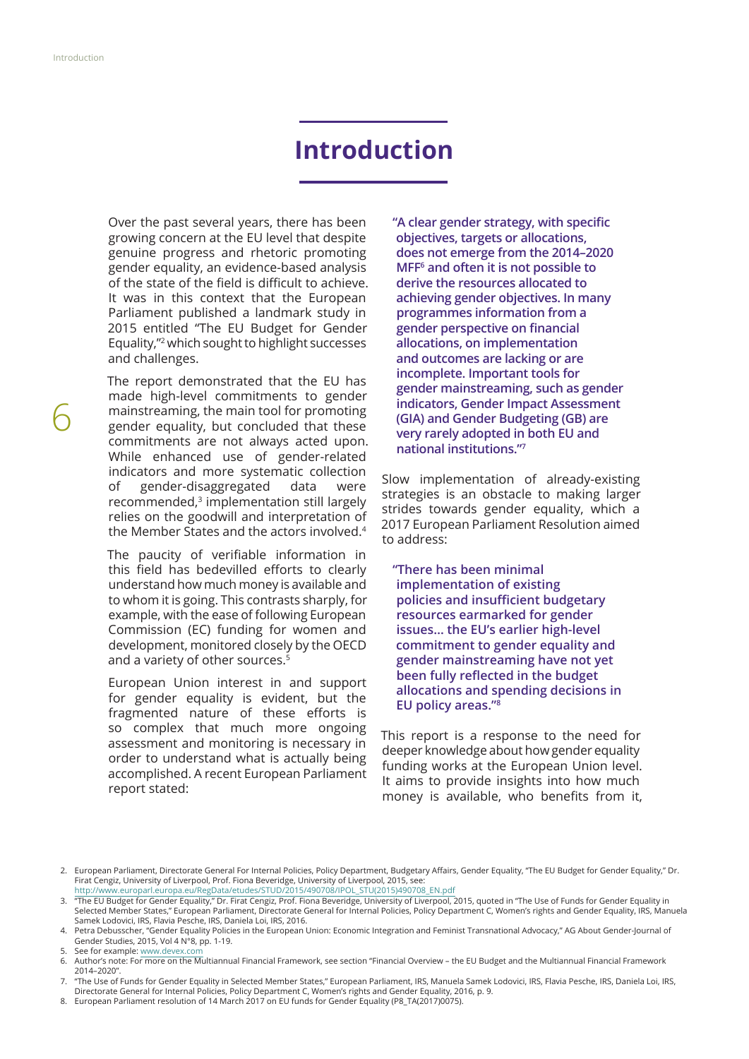# Introduction

Over the past several years, there has been growing concern at the EU level that despite genuine progress and rhetoric promoting gender equality, an evidence-based analysis of the state of the field is difficult to achieve. It was in this context that the European Parliament published a landmark study in 2015 entitled "The EU Budget for Gender Equality,"[2] which sought to highlight successes and challenges.

The report demonstrated that the EU has made high-level commitments to gender mainstreaming, the main tool for promoting gender equality, but concluded that these commitments are not always acted upon. While enhanced use of gender-related indicators and more systematic collection of gender-disaggregated data were recommended,[3] implementation still largely relies on the goodwill and interpretation of the Member States and the actors involved.[4]

The paucity of verifiable information in this field has bedevilled efforts to clearly understand how much money is available and to whom it is going. This contrasts sharply, for example, with the ease of following European Commission (EC) funding for women and development, monitored closely by the OECD and a variety of other sources.[5]

European Union interest in and support for gender equality is evident, but the fragmented nature of these efforts is so complex that much more ongoing assessment and monitoring is necessary in order to understand what is actually being accomplished. A recent European Parliament report stated:

> **"A clear gender strategy, with specific objectives, targets or allocations, does not emerge from the 2014–2020 MFF[6] and often it is not possible to derive the resources allocated to achieving gender objectives. In many programmes information from a gender perspective on financial allocations, on implementation and outcomes are lacking or are incomplete. Important tools for gender mainstreaming, such as gender indicators, Gender Impact Assessment (GIA) and Gender Budgeting (GB) are very rarely adopted in both EU and national institutions."[7]**

Slow implementation of already-existing strategies is an obstacle to making larger strides towards gender equality, which a 2017 European Parliament Resolution aimed to address:

> **"There has been minimal implementation of existing policies and insufficient budgetary resources earmarked for gender issues… the EU's earlier high-level commitment to gender equality and gender mainstreaming have not yet been fully reflected in the budget allocations and spending decisions in EU policy areas."[8]**

This report is a response to the need for deeper knowledge about how gender equality funding works at the European Union level. It aims to provide insights into how much money is available, who benefits from it,

2. European Parliament, Directorate General For Internal Policies, Policy Department, Budgetary Affairs, Gender Equality, "The EU Budget for Gender Equality," Dr. Firat Cengiz, University of Liverpool, Prof. Fiona Beveridge, University of Liverpool, 2015, see: http://www.europarl.europa.eu/RegData/etudes/STUD/2015/490708/IPOL_STU(2015)490708_EN.pdf
3. "The EU Budget for Gender Equality," Dr. Firat Cengiz, Prof. Fiona Beveridge, University of Liverpool, 2015, quoted in "The Use of Funds for Gender Equality in Selected Member States," European Parliament, Directorate General for Internal Policies, Policy Department C, Women's rights and Gender Equality, IRS, Manuela Samek Lodovici, IRS, Flavia Pesche, IRS, Daniela Loi, IRS, 2016.
4. Petra Debusscher, "Gender Equality Policies in the European Union: Economic Integration and Feminist Transnational Advocacy," AG About Gender-Journal of Gender Studies, 2015, Vol 4 N°8, pp. 1-19.
5. See for example: www.devex.com
6. Author's note: For more on the Multiannual Financial Framework, see section "Financial Overview – the EU Budget and the Multiannual Financial Framework 2014–2020".
7. "The Use of Funds for Gender Equality in Selected Member States," European Parliament, IRS, Manuela Samek Lodovici, IRS, Flavia Pesche, IRS, Daniela Loi, IRS, Directorate General for Internal Policies, Policy Department C, Women's rights and Gender Equality, 2016, p. 9.
8. European Parliament resolution of 14 March 2017 on EU funds for Gender Equality (P8_TA(2017)0075).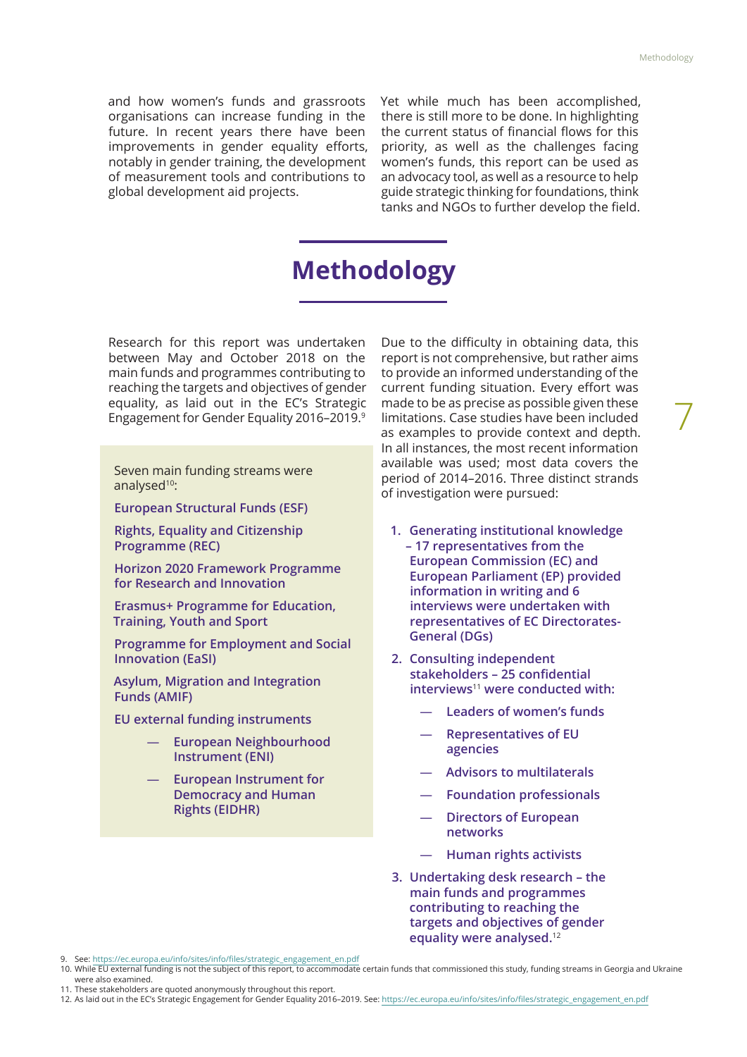and how women's funds and grassroots organisations can increase funding in the future. In recent years there have been improvements in gender equality efforts, notably in gender training, the development of measurement tools and contributions to global development aid projects.

Yet while much has been accomplished, there is still more to be done. In highlighting the current status of financial flows for this priority, as well as the challenges facing women's funds, this report can be used as an advocacy tool, as well as a resource to help guide strategic thinking for foundations, think tanks and NGOs to further develop the field.

# Methodology

Research for this report was undertaken between May and October 2018 on the main funds and programmes contributing to reaching the targets and objectives of gender equality, as laid out in the EC's Strategic Engagement for Gender Equality 2016–2019.[9]

Seven main funding streams were analysed[10]:

**European Structural Funds (ESF)**

**Rights, Equality and Citizenship Programme (REC)**

**Horizon 2020 Framework Programme for Research and Innovation**

**Erasmus+ Programme for Education, Training, Youth and Sport**

**Programme for Employment and Social Innovation (EaSI)**

**Asylum, Migration and Integration Funds (AMIF)**

**EU external funding instruments**

- **European Neighbourhood Instrument (ENI)**
- **European Instrument for Democracy and Human Rights (EIDHR)**

Due to the difficulty in obtaining data, this report is not comprehensive, but rather aims to provide an informed understanding of the current funding situation. Every effort was made to be as precise as possible given these limitations. Case studies have been included as examples to provide context and depth. In all instances, the most recent information available was used; most data covers the period of 2014–2016. Three distinct strands of investigation were pursued:

1. **Generating institutional knowledge – 17 representatives from the European Commission (EC) and European Parliament (EP) provided information in writing and 6 interviews were undertaken with representatives of EC Directorates-General (DGs)**
2. **Consulting independent stakeholders – 25 confidential interviews[11] were conducted with:**
   - **Leaders of women's funds**
   - **Representatives of EU agencies**
   - **Advisors to multilaterals**
   - **Foundation professionals**
   - **Directors of European networks**
   - **Human rights activists**
3. **Undertaking desk research – the main funds and programmes contributing to reaching the targets and objectives of gender equality were analysed.[12]**

9. See: https://ec.europa.eu/info/sites/info/files/strategic_engagement_en.pdf
10. While EU external funding is not the subject of this report, to accommodate certain funds that commissioned this study, funding streams in Georgia and Ukraine were also examined.
11. These stakeholders are quoted anonymously throughout this report.
12. As laid out in the EC's Strategic Engagement for Gender Equality 2016–2019. See: https://ec.europa.eu/info/sites/info/files/strategic_engagement_en.pdf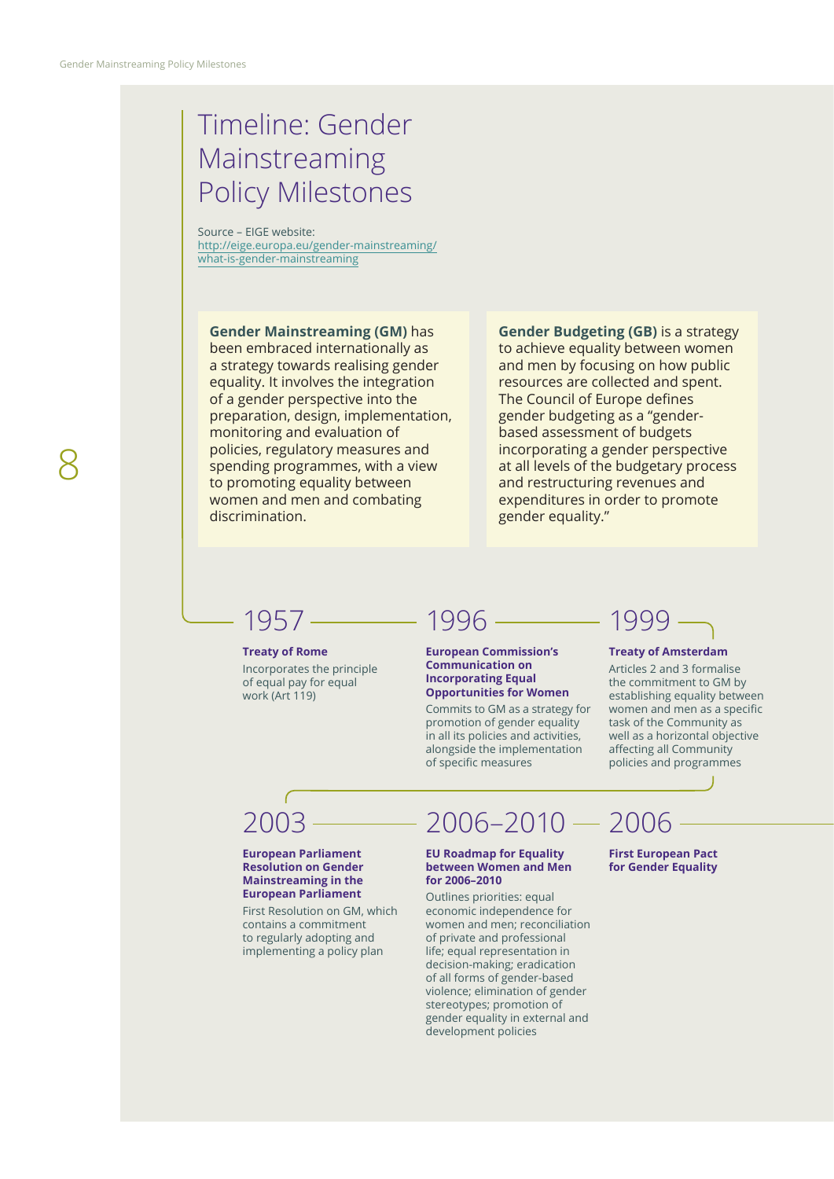# Timeline: Gender Mainstreaming Policy Milestones

Source – EIGE website: http://eige.europa.eu/gender-mainstreaming/what-is-gender-mainstreaming

**Gender Mainstreaming (GM)** has been embraced internationally as a strategy towards realising gender equality. It involves the integration of a gender perspective into the preparation, design, implementation, monitoring and evaluation of policies, regulatory measures and spending programmes, with a view to promoting equality between women and men and combating discrimination.

**Gender Budgeting (GB)** is a strategy to achieve equality between women and men by focusing on how public resources are collected and spent. The Council of Europe defines gender budgeting as a "gender-based assessment of budgets incorporating a gender perspective at all levels of the budgetary process and restructuring revenues and expenditures in order to promote gender equality."

## 1957

**Treaty of Rome**

Incorporates the principle of equal pay for equal work (Art 119)

## 1996

**European Commission's Communication on Incorporating Equal Opportunities for Women**

Commits to GM as a strategy for promotion of gender equality in all its policies and activities, alongside the implementation of specific measures

## 1999

**Treaty of Amsterdam**

Articles 2 and 3 formalise the commitment to GM by establishing equality between women and men as a specific task of the Community as well as a horizontal objective affecting all Community policies and programmes

## 2003

**European Parliament Resolution on Gender Mainstreaming in the European Parliament**

First Resolution on GM, which contains a commitment to regularly adopting and implementing a policy plan

## 2006–2010

**EU Roadmap for Equality between Women and Men for 2006–2010**

Outlines priorities: equal economic independence for women and men; reconciliation of private and professional life; equal representation in decision-making; eradication of all forms of gender-based violence; elimination of gender stereotypes; promotion of gender equality in external and development policies

## 2006

**First European Pact for Gender Equality**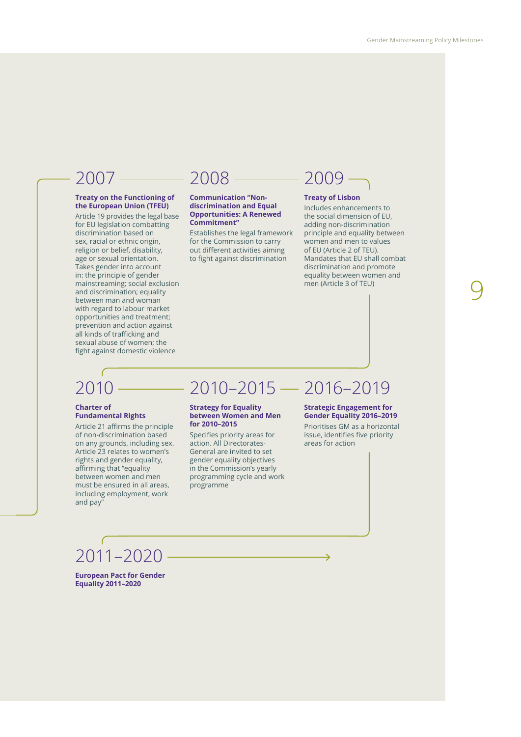## 2007

**Treaty on the Functioning of the European Union (TFEU)**

Article 19 provides the legal base for EU legislation combatting discrimination based on sex, racial or ethnic origin, religion or belief, disability, age or sexual orientation. Takes gender into account in: the principle of gender mainstreaming; social exclusion and discrimination; equality between man and woman with regard to labour market opportunities and treatment; prevention and action against all kinds of trafficking and sexual abuse of women; the fight against domestic violence

## 2008

**Communication "Non-discrimination and Equal Opportunities: A Renewed Commitment"**

Establishes the legal framework for the Commission to carry out different activities aiming to fight against discrimination

## 2009

**Treaty of Lisbon**

Includes enhancements to the social dimension of EU, adding non-discrimination principle and equality between women and men to values of EU (Article 2 of TEU). Mandates that EU shall combat discrimination and promote equality between women and men (Article 3 of TEU)

## 2010

**Charter of Fundamental Rights**

Article 21 affirms the principle of non-discrimination based on any grounds, including sex. Article 23 relates to women's rights and gender equality, affirming that "equality between women and men must be ensured in all areas, including employment, work and pay"

## 2010–2015

**Strategy for Equality between Women and Men for 2010–2015**

Specifies priority areas for action. All Directorates-General are invited to set gender equality objectives in the Commission's yearly programming cycle and work programme

## 2016–2019

**Strategic Engagement for Gender Equality 2016–2019**

Prioritises GM as a horizontal issue, identifies five priority areas for action

## 2011–2020

**European Pact for Gender Equality 2011–2020**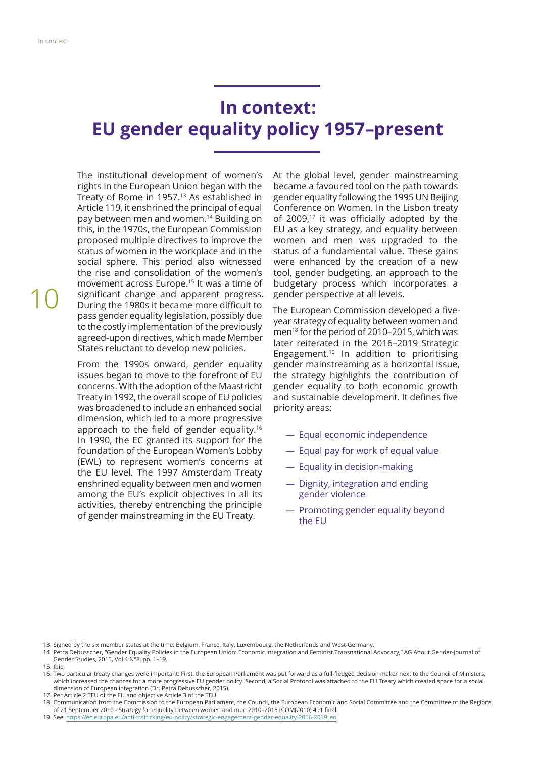# In context: EU gender equality policy 1957–present

The institutional development of women's rights in the European Union began with the Treaty of Rome in 1957.[13] As established in Article 119, it enshrined the principal of equal pay between men and women.[14] Building on this, in the 1970s, the European Commission proposed multiple directives to improve the status of women in the workplace and in the social sphere. This period also witnessed the rise and consolidation of the women's movement across Europe.[15] It was a time of significant change and apparent progress. During the 1980s it became more difficult to pass gender equality legislation, possibly due to the costly implementation of the previously agreed-upon directives, which made Member States reluctant to develop new policies.

From the 1990s onward, gender equality issues began to move to the forefront of EU concerns. With the adoption of the Maastricht Treaty in 1992, the overall scope of EU policies was broadened to include an enhanced social dimension, which led to a more progressive approach to the field of gender equality.[16] In 1990, the EC granted its support for the foundation of the European Women's Lobby (EWL) to represent women's concerns at the EU level. The 1997 Amsterdam Treaty enshrined equality between men and women among the EU's explicit objectives in all its activities, thereby entrenching the principle of gender mainstreaming in the EU Treaty.

At the global level, gender mainstreaming became a favoured tool on the path towards gender equality following the 1995 UN Beijing Conference on Women. In the Lisbon treaty of 2009,[17] it was officially adopted by the EU as a key strategy, and equality between women and men was upgraded to the status of a fundamental value. These gains were enhanced by the creation of a new tool, gender budgeting, an approach to the budgetary process which incorporates a gender perspective at all levels.

The European Commission developed a five-year strategy of equality between women and men[18] for the period of 2010–2015, which was later reiterated in the 2016–2019 Strategic Engagement.[19] In addition to prioritising gender mainstreaming as a horizontal issue, the strategy highlights the contribution of gender equality to both economic growth and sustainable development. It defines five priority areas:

- Equal economic independence
- Equal pay for work of equal value
- Equality in decision-making
- Dignity, integration and ending gender violence
- Promoting gender equality beyond the EU

---

13. Signed by the six member states at the time: Belgium, France, Italy, Luxembourg, the Netherlands and West-Germany.
14. Petra Debusscher, "Gender Equality Policies in the European Union: Economic Integration and Feminist Transnational Advocacy," AG About Gender-Journal of Gender Studies, 2015, Vol 4 N°8, pp. 1–19.
15. Ibid
16. Two particular treaty changes were important: First, the European Parliament was put forward as a full-fledged decision maker next to the Council of Ministers, which increased the chances for a more progressive EU gender policy. Second, a Social Protocol was attached to the EU Treaty which created space for a social dimension of European integration (Dr. Petra Debusscher, 2015).
17. Per Article 2 TEU of the EU and objective Article 3 of the TEU.
18. Communication from the Commission to the European Parliament, the Council, the European Economic and Social Committee and the Committee of the Regions of 21 September 2010 - Strategy for equality between women and men 2010–2015 [COM(2010) 491 final.
19. See: https://ec.europa.eu/anti-trafficking/eu-policy/strategic-engagement-gender-equality-2016-2019_en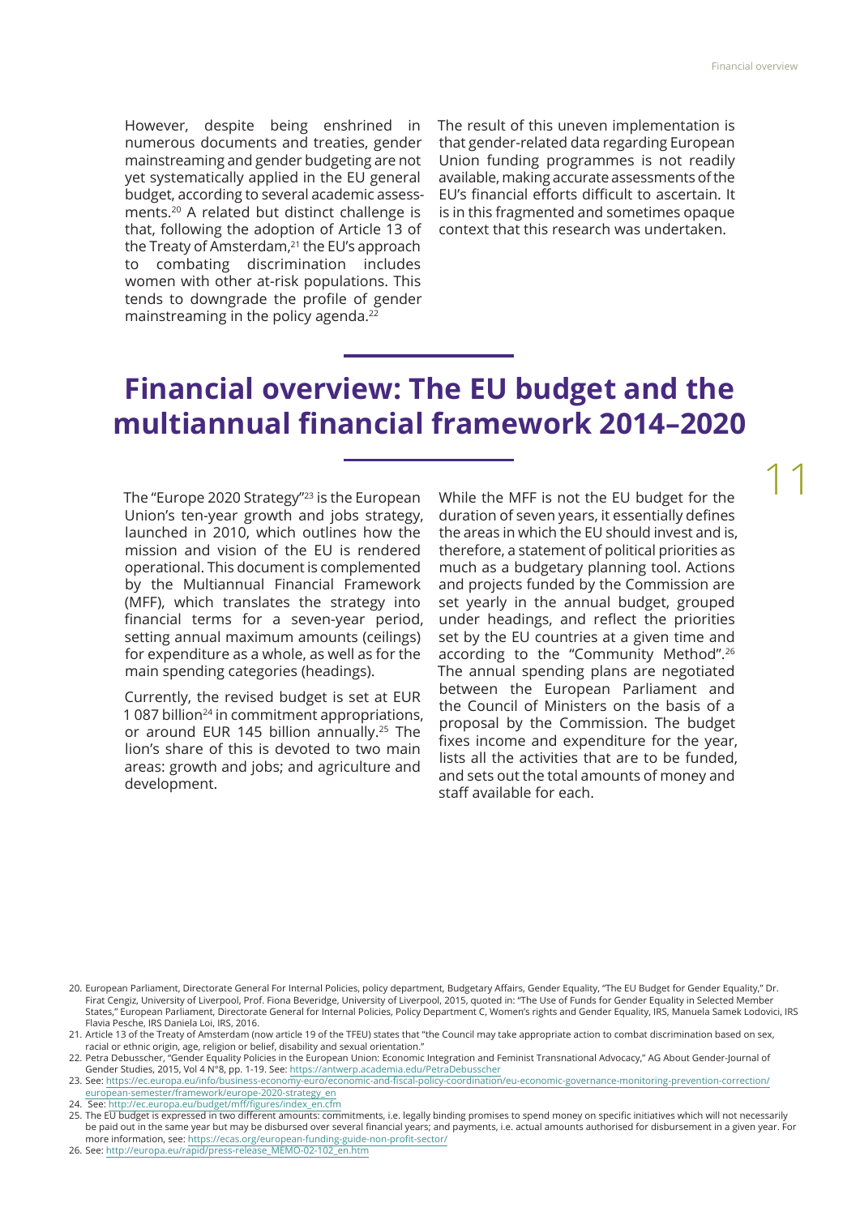However, despite being enshrined in numerous documents and treaties, gender mainstreaming and gender budgeting are not yet systematically applied in the EU general budget, according to several academic assessments.[20] A related but distinct challenge is that, following the adoption of Article 13 of the Treaty of Amsterdam,[21] the EU's approach to combating discrimination includes women with other at-risk populations. This tends to downgrade the profile of gender mainstreaming in the policy agenda.[22]

The result of this uneven implementation is that gender-related data regarding European Union funding programmes is not readily available, making accurate assessments of the EU's financial efforts difficult to ascertain. It is in this fragmented and sometimes opaque context that this research was undertaken.

# Financial overview: The EU budget and the multiannual financial framework 2014–2020

The "Europe 2020 Strategy"[23] is the European Union's ten-year growth and jobs strategy, launched in 2010, which outlines how the mission and vision of the EU is rendered operational. This document is complemented by the Multiannual Financial Framework (MFF), which translates the strategy into financial terms for a seven-year period, setting annual maximum amounts (ceilings) for expenditure as a whole, as well as for the main spending categories (headings).

Currently, the revised budget is set at EUR 1 087 billion[24] in commitment appropriations, or around EUR 145 billion annually.[25] The lion's share of this is devoted to two main areas: growth and jobs; and agriculture and development.

While the MFF is not the EU budget for the duration of seven years, it essentially defines the areas in which the EU should invest and is, therefore, a statement of political priorities as much as a budgetary planning tool. Actions and projects funded by the Commission are set yearly in the annual budget, grouped under headings, and reflect the priorities set by the EU countries at a given time and according to the "Community Method".[26] The annual spending plans are negotiated between the European Parliament and the Council of Ministers on the basis of a proposal by the Commission. The budget fixes income and expenditure for the year, lists all the activities that are to be funded, and sets out the total amounts of money and staff available for each.

20. European Parliament, Directorate General For Internal Policies, policy department, Budgetary Affairs, Gender Equality, "The EU Budget for Gender Equality," Dr. Firat Cengiz, University of Liverpool, Prof. Fiona Beveridge, University of Liverpool, 2015, quoted in: "The Use of Funds for Gender Equality in Selected Member States," European Parliament, Directorate General for Internal Policies, Policy Department C, Women's rights and Gender Equality, IRS, Manuela Samek Lodovici, IRS Flavia Pesche, IRS Daniela Loi, IRS, 2016.
21. Article 13 of the Treaty of Amsterdam (now article 19 of the TFEU) states that "the Council may take appropriate action to combat discrimination based on sex, racial or ethnic origin, age, religion or belief, disability and sexual orientation."
22. Petra Debusscher, "Gender Equality Policies in the European Union: Economic Integration and Feminist Transnational Advocacy," AG About Gender-Journal of Gender Studies, 2015, Vol 4 N°8, pp. 1-19. See: https://antwerp.academia.edu/PetraDebusscher
23. See: https://ec.europa.eu/info/business-economy-euro/economic-and-fiscal-policy-coordination/eu-economic-governance-monitoring-prevention-correction/european-semester/framework/europe-2020-strategy_en
24. See: http://ec.europa.eu/budget/mff/figures/index_en.cfm
25. The EU budget is expressed in two different amounts: commitments, i.e. legally binding promises to spend money on specific initiatives which will not necessarily be paid out in the same year but may be disbursed over several financial years; and payments, i.e. actual amounts authorised for disbursement in a given year. For more information, see: https://ecas.org/european-funding-guide-non-profit-sector/
26. See: http://europa.eu/rapid/press-release_MEMO-02-102_en.htm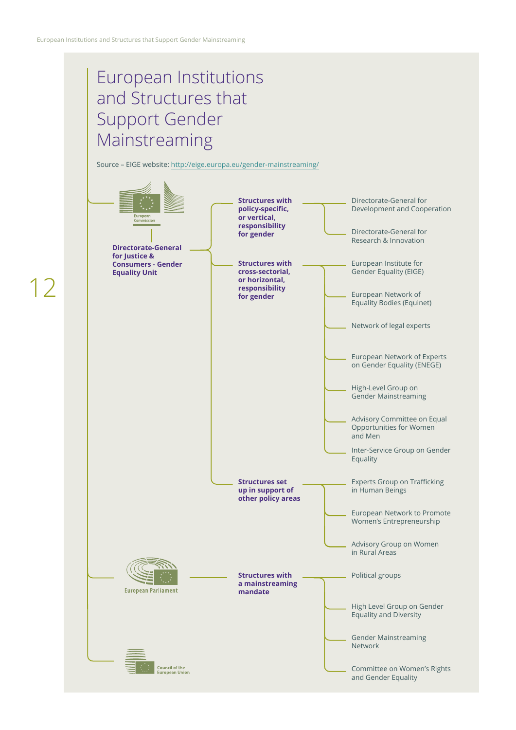# European Institutions and Structures that Support Gender Mainstreaming

Source – EIGE website: http://eige.europa.eu/gender-mainstreaming/

- **European Commission**
  - **Directorate-General for Justice & Consumers - Gender Equality Unit**
    - **Structures with policy-specific, or vertical, responsibility for gender**
      - Directorate-General for Development and Cooperation
      - Directorate-General for Research & Innovation
    - **Structures with cross-sectorial, or horizontal, responsibility for gender**
      - European Institute for Gender Equality (EIGE)
      - European Network of Equality Bodies (Equinet)
      - Network of legal experts
      - European Network of Experts on Gender Equality (ENEGE)
      - High-Level Group on Gender Mainstreaming
      - Advisory Committee on Equal Opportunities for Women and Men
      - Inter-Service Group on Gender Equality
    - **Structures set up in support of other policy areas**
      - Experts Group on Trafficking in Human Beings
      - European Network to Promote Women's Entrepreneurship
      - Advisory Group on Women in Rural Areas
- **European Parliament**
  - **Structures with a mainstreaming mandate**
    - Political groups
    - High Level Group on Gender Equality and Diversity
    - Gender Mainstreaming Network
    - Committee on Women's Rights and Gender Equality
- **Council of the European Union**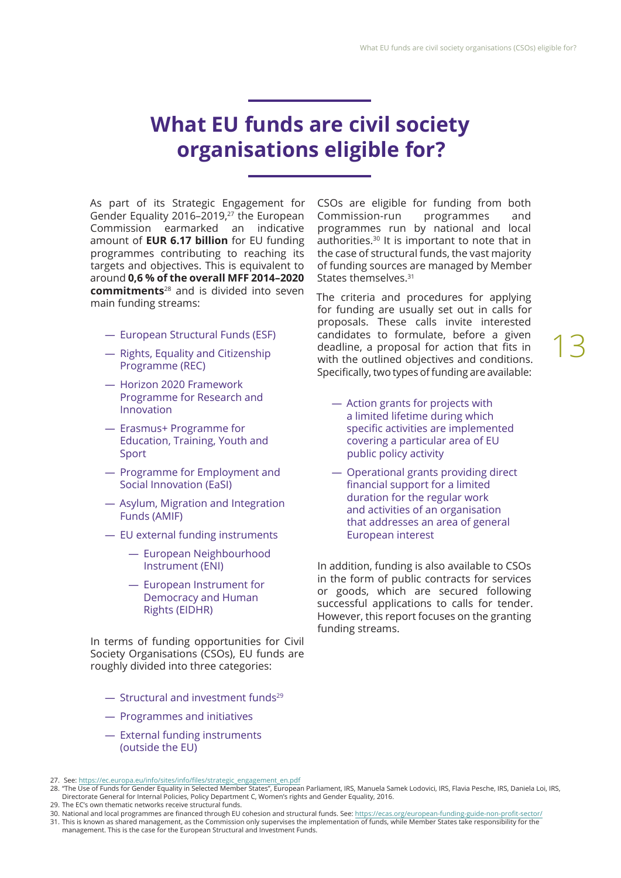# What EU funds are civil society organisations eligible for?

As part of its Strategic Engagement for Gender Equality 2016–2019,[27] the European Commission earmarked an indicative amount of **EUR 6.17 billion** for EU funding programmes contributing to reaching its targets and objectives. This is equivalent to around **0,6 % of the overall MFF 2014–2020 commitments**[28] and is divided into seven main funding streams:

- European Structural Funds (ESF)
- Rights, Equality and Citizenship Programme (REC)
- Horizon 2020 Framework Programme for Research and Innovation
- Erasmus+ Programme for Education, Training, Youth and Sport
- Programme for Employment and Social Innovation (EaSI)
- Asylum, Migration and Integration Funds (AMIF)
- EU external funding instruments
    - European Neighbourhood Instrument (ENI)
    - European Instrument for Democracy and Human Rights (EIDHR)

In terms of funding opportunities for Civil Society Organisations (CSOs), EU funds are roughly divided into three categories:

- Structural and investment funds[29]
- Programmes and initiatives
- External funding instruments (outside the EU)

CSOs are eligible for funding from both Commission-run programmes and programmes run by national and local authorities.[30] It is important to note that in the case of structural funds, the vast majority of funding sources are managed by Member States themselves.[31]

The criteria and procedures for applying for funding are usually set out in calls for proposals. These calls invite interested candidates to formulate, before a given deadline, a proposal for action that fits in with the outlined objectives and conditions. Specifically, two types of funding are available:

- Action grants for projects with a limited lifetime during which specific activities are implemented covering a particular area of EU public policy activity
- Operational grants providing direct financial support for a limited duration for the regular work and activities of an organisation that addresses an area of general European interest

In addition, funding is also available to CSOs in the form of public contracts for services or goods, which are secured following successful applications to calls for tender. However, this report focuses on the granting funding streams.

27. See: https://ec.europa.eu/info/sites/info/files/strategic_engagement_en.pdf
28. "The Use of Funds for Gender Equality in Selected Member States", European Parliament, IRS, Manuela Samek Lodovici, IRS, Flavia Pesche, IRS, Daniela Loi, IRS, Directorate General for Internal Policies, Policy Department C, Women's rights and Gender Equality, 2016.
29. The EC's own thematic networks receive structural funds.
30. National and local programmes are financed through EU cohesion and structural funds. See: https://ecas.org/european-funding-guide-non-profit-sector/
31. This is known as shared management, as the Commission only supervises the implementation of funds, while Member States take responsibility for the management. This is the case for the European Structural and Investment Funds.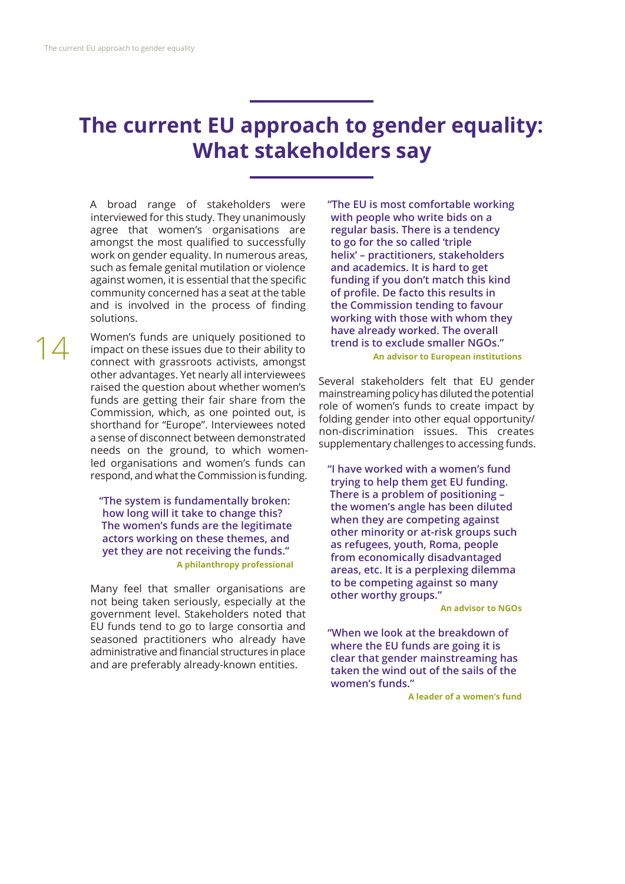# The current EU approach to gender equality: What stakeholders say

A broad range of stakeholders were interviewed for this study. They unanimously agree that women's organisations are amongst the most qualified to successfully work on gender equality. In numerous areas, such as female genital mutilation or violence against women, it is essential that the specific community concerned has a seat at the table and is involved in the process of finding solutions.

Women's funds are uniquely positioned to impact on these issues due to their ability to connect with grassroots activists, amongst other advantages. Yet nearly all interviewees raised the question about whether women's funds are getting their fair share from the Commission, which, as one pointed out, is shorthand for "Europe". Interviewees noted a sense of disconnect between demonstrated needs on the ground, to which women-led organisations and women's funds can respond, and what the Commission is funding.

> **"The system is fundamentally broken: how long will it take to change this? The women's funds are the legitimate actors working on these themes, and yet they are not receiving the funds."**
>
> **A philanthropy professional**

Many feel that smaller organisations are not being taken seriously, especially at the government level. Stakeholders noted that EU funds tend to go to large consortia and seasoned practitioners who already have administrative and financial structures in place and are preferably already-known entities.

> **"The EU is most comfortable working with people who write bids on a regular basis. There is a tendency to go for the so called 'triple helix' – practitioners, stakeholders and academics. It is hard to get funding if you don't match this kind of profile. De facto this results in the Commission tending to favour working with those with whom they have already worked. The overall trend is to exclude smaller NGOs."**
>
> **An advisor to European institutions**

Several stakeholders felt that EU gender mainstreaming policy has diluted the potential role of women's funds to create impact by folding gender into other equal opportunity/non-discrimination issues. This creates supplementary challenges to accessing funds.

> **"I have worked with a women's fund trying to help them get EU funding. There is a problem of positioning – the women's angle has been diluted when they are competing against other minority or at-risk groups such as refugees, youth, Roma, people from economically disadvantaged areas, etc. It is a perplexing dilemma to be competing against so many other worthy groups."**
>
> **An advisor to NGOs**

> **"When we look at the breakdown of where the EU funds are going it is clear that gender mainstreaming has taken the wind out of the sails of the women's funds."**
>
> **A leader of a women's fund**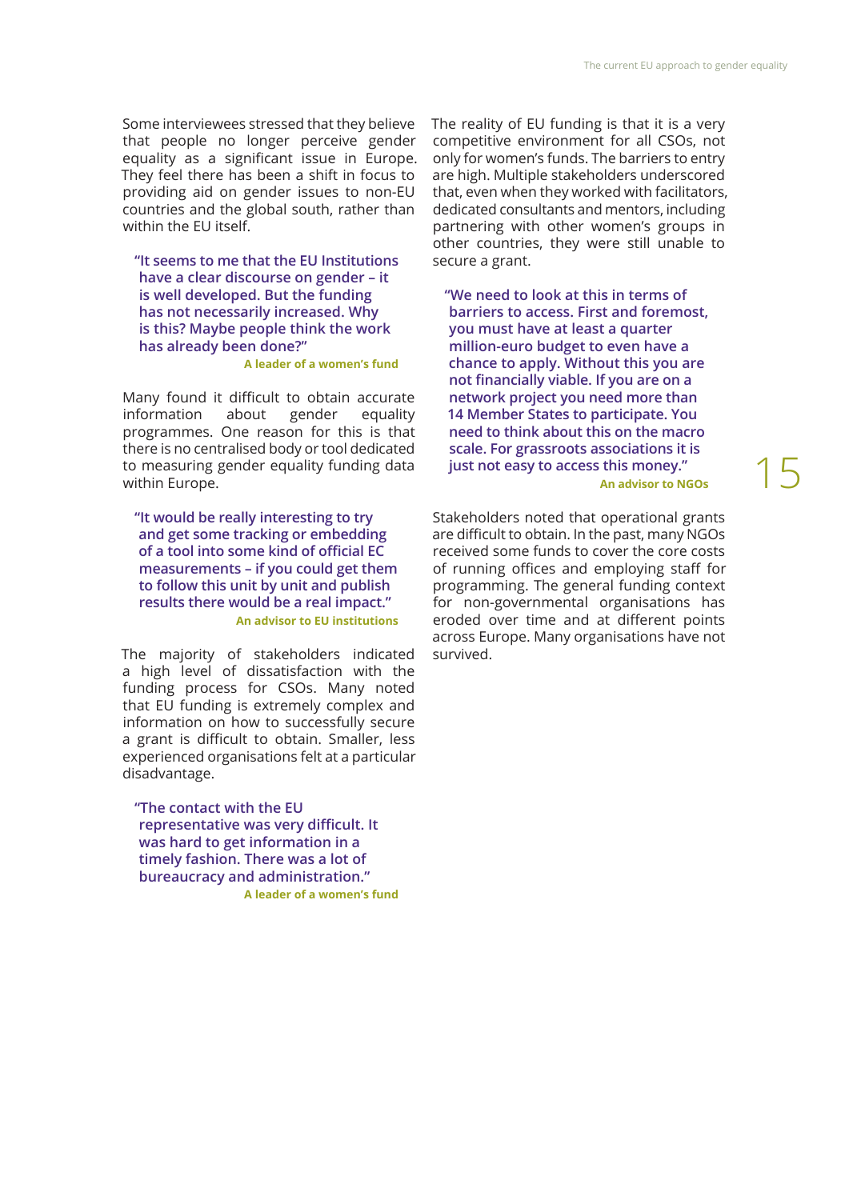Some interviewees stressed that they believe that people no longer perceive gender equality as a significant issue in Europe. They feel there has been a shift in focus to providing aid on gender issues to non-EU countries and the global south, rather than within the EU itself.

> **"It seems to me that the EU Institutions have a clear discourse on gender – it is well developed. But the funding has not necessarily increased. Why is this? Maybe people think the work has already been done?"**
>
> **A leader of a women's fund**

Many found it difficult to obtain accurate information about gender equality programmes. One reason for this is that there is no centralised body or tool dedicated to measuring gender equality funding data within Europe.

> **"It would be really interesting to try and get some tracking or embedding of a tool into some kind of official EC measurements – if you could get them to follow this unit by unit and publish results there would be a real impact."**
>
> **An advisor to EU institutions**

The majority of stakeholders indicated a high level of dissatisfaction with the funding process for CSOs. Many noted that EU funding is extremely complex and information on how to successfully secure a grant is difficult to obtain. Smaller, less experienced organisations felt at a particular disadvantage.

> **"The contact with the EU representative was very difficult. It was hard to get information in a timely fashion. There was a lot of bureaucracy and administration."**
>
> **A leader of a women's fund**

The reality of EU funding is that it is a very competitive environment for all CSOs, not only for women's funds. The barriers to entry are high. Multiple stakeholders underscored that, even when they worked with facilitators, dedicated consultants and mentors, including partnering with other women's groups in other countries, they were still unable to secure a grant.

> **"We need to look at this in terms of barriers to access. First and foremost, you must have at least a quarter million-euro budget to even have a chance to apply. Without this you are not financially viable. If you are on a network project you need more than 14 Member States to participate. You need to think about this on the macro scale. For grassroots associations it is just not easy to access this money."**
>
> **An advisor to NGOs**

Stakeholders noted that operational grants are difficult to obtain. In the past, many NGOs received some funds to cover the core costs of running offices and employing staff for programming. The general funding context for non-governmental organisations has eroded over time and at different points across Europe. Many organisations have not survived.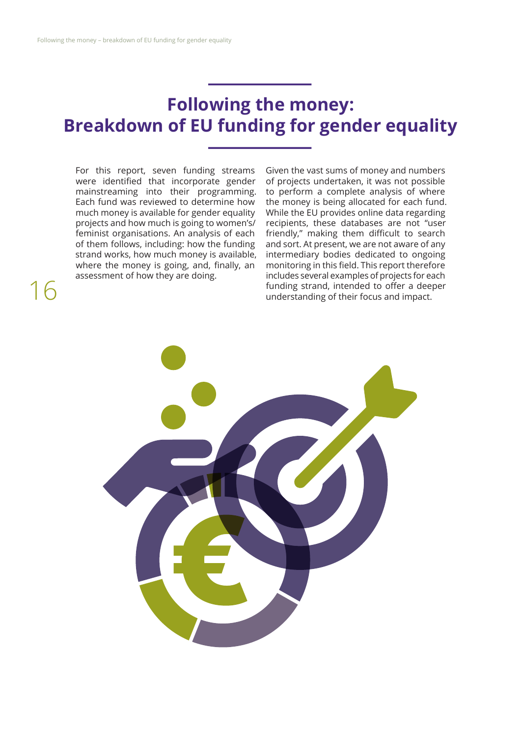# Following the money: Breakdown of EU funding for gender equality

For this report, seven funding streams were identified that incorporate gender mainstreaming into their programming. Each fund was reviewed to determine how much money is available for gender equality projects and how much is going to women's/ feminist organisations. An analysis of each of them follows, including: how the funding strand works, how much money is available, where the money is going, and, finally, an assessment of how they are doing.

Given the vast sums of money and numbers of projects undertaken, it was not possible to perform a complete analysis of where the money is being allocated for each fund. While the EU provides online data regarding recipients, these databases are not "user friendly," making them difficult to search and sort. At present, we are not aware of any intermediary bodies dedicated to ongoing monitoring in this field. This report therefore includes several examples of projects for each funding strand, intended to offer a deeper understanding of their focus and impact.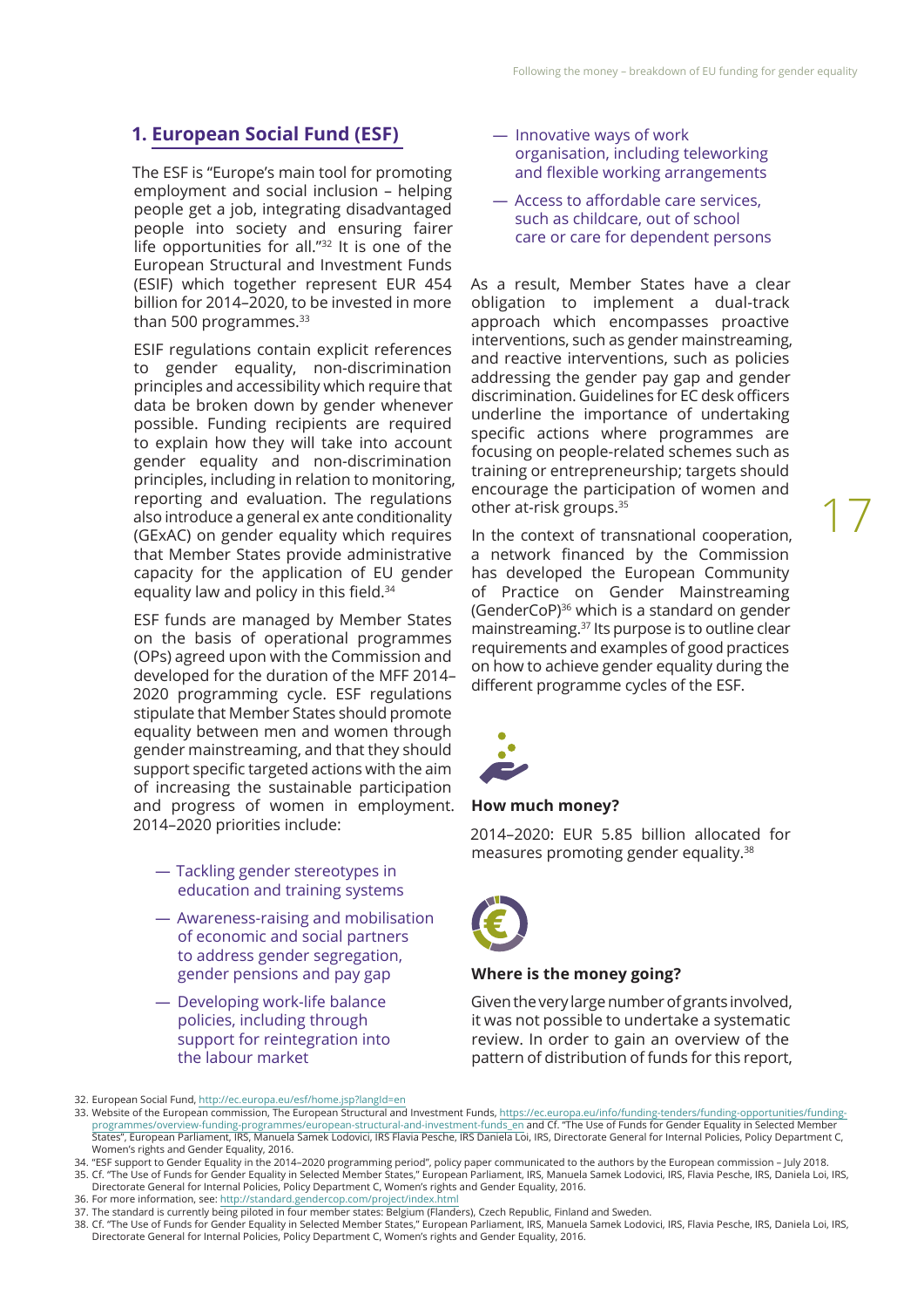## 1. European Social Fund (ESF)

The ESF is "Europe's main tool for promoting employment and social inclusion – helping people get a job, integrating disadvantaged people into society and ensuring fairer life opportunities for all."[32] It is one of the European Structural and Investment Funds (ESIF) which together represent EUR 454 billion for 2014–2020, to be invested in more than 500 programmes.[33]

ESIF regulations contain explicit references to gender equality, non-discrimination principles and accessibility which require that data be broken down by gender whenever possible. Funding recipients are required to explain how they will take into account gender equality and non-discrimination principles, including in relation to monitoring, reporting and evaluation. The regulations also introduce a general ex ante conditionality (GExAC) on gender equality which requires that Member States provide administrative capacity for the application of EU gender equality law and policy in this field.[34]

ESF funds are managed by Member States on the basis of operational programmes (OPs) agreed upon with the Commission and developed for the duration of the MFF 2014–2020 programming cycle. ESF regulations stipulate that Member States should promote equality between men and women through gender mainstreaming, and that they should support specific targeted actions with the aim of increasing the sustainable participation and progress of women in employment. 2014–2020 priorities include:

- Tackling gender stereotypes in education and training systems
- Awareness-raising and mobilisation of economic and social partners to address gender segregation, gender pensions and pay gap
- Developing work-life balance policies, including through support for reintegration into the labour market
- Innovative ways of work organisation, including teleworking and flexible working arrangements
- Access to affordable care services, such as childcare, out of school care or care for dependent persons

As a result, Member States have a clear obligation to implement a dual-track approach which encompasses proactive interventions, such as gender mainstreaming, and reactive interventions, such as policies addressing the gender pay gap and gender discrimination. Guidelines for EC desk officers underline the importance of undertaking specific actions where programmes are focusing on people-related schemes such as training or entrepreneurship; targets should encourage the participation of women and other at-risk groups.[35]

In the context of transnational cooperation, a network financed by the Commission has developed the European Community of Practice on Gender Mainstreaming (GenderCoP)[36] which is a standard on gender mainstreaming.[37] Its purpose is to outline clear requirements and examples of good practices on how to achieve gender equality during the different programme cycles of the ESF.

### How much money?

2014–2020: EUR 5.85 billion allocated for measures promoting gender equality.[38]

### Where is the money going?

Given the very large number of grants involved, it was not possible to undertake a systematic review. In order to gain an overview of the pattern of distribution of funds for this report,

---

32. European Social Fund, http://ec.europa.eu/esf/home.jsp?langId=en
33. Website of the European commission, The European Structural and Investment Funds, https://ec.europa.eu/info/funding-tenders/funding-opportunities/funding-programmes/overview-funding-programmes/european-structural-and-investment-funds_en and Cf. "The Use of Funds for Gender Equality in Selected Member States", European Parliament, IRS, Manuela Samek Lodovici, IRS Flavia Pesche, IRS Daniela Loi, IRS, Directorate General for Internal Policies, Policy Department C, Women's rights and Gender Equality, 2016.
34. "ESF support to Gender Equality in the 2014–2020 programming period", policy paper communicated to the authors by the European commission – July 2018.
35. Cf. "The Use of Funds for Gender Equality in Selected Member States," European Parliament, IRS, Manuela Samek Lodovici, IRS, Flavia Pesche, IRS, Daniela Loi, IRS, Directorate General for Internal Policies, Policy Department C, Women's rights and Gender Equality, 2016.
36. For more information, see: http://standard.gendercop.com/project/index.html
37. The standard is currently being piloted in four member states: Belgium (Flanders), Czech Republic, Finland and Sweden.
38. Cf. "The Use of Funds for Gender Equality in Selected Member States," European Parliament, IRS, Manuela Samek Lodovici, IRS, Flavia Pesche, IRS, Daniela Loi, IRS, Directorate General for Internal Policies, Policy Department C, Women's rights and Gender Equality, 2016.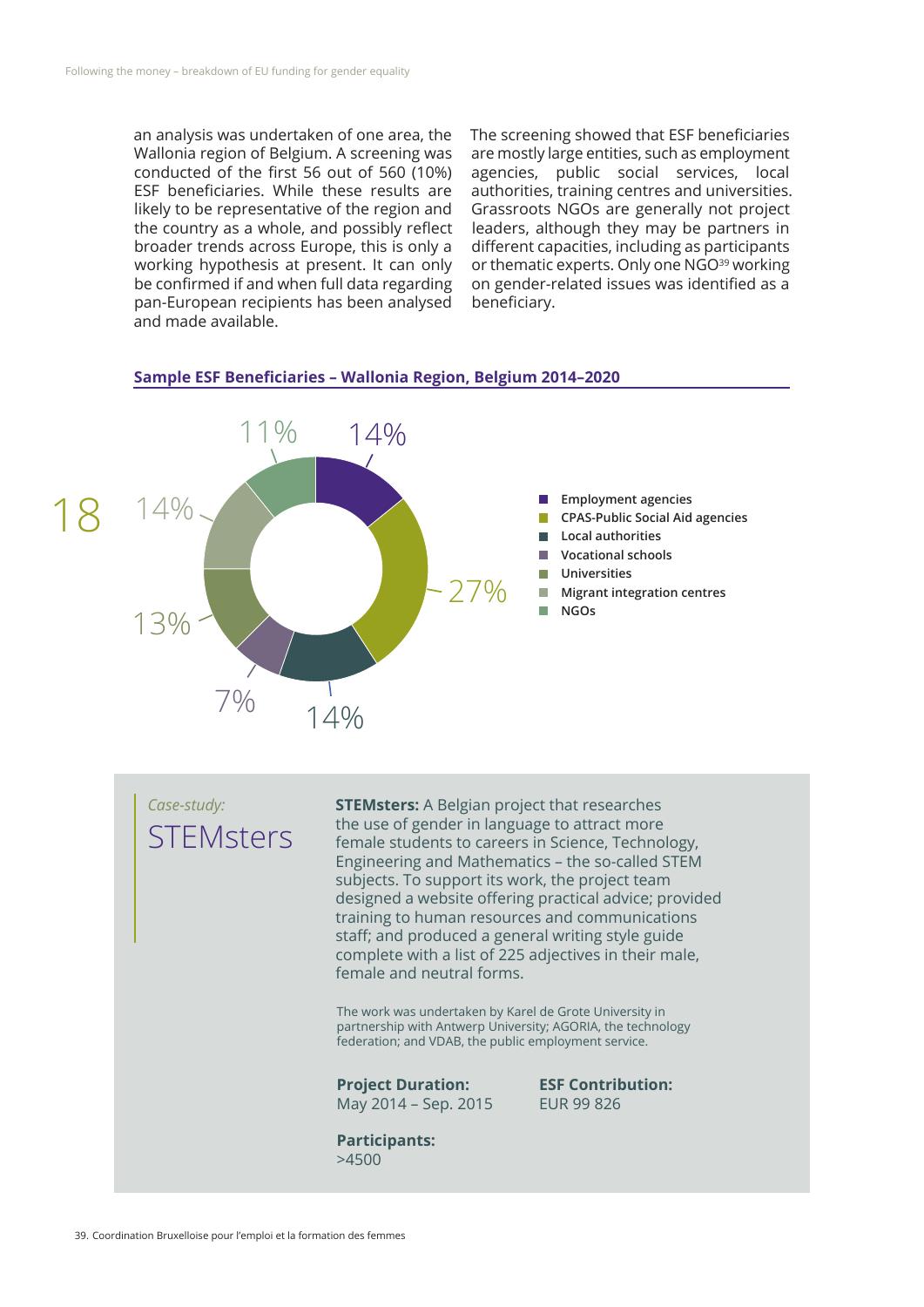an analysis was undertaken of one area, the Wallonia region of Belgium. A screening was conducted of the first 56 out of 560 (10%) ESF beneficiaries. While these results are likely to be representative of the region and the country as a whole, and possibly reflect broader trends across Europe, this is only a working hypothesis at present. It can only be confirmed if and when full data regarding pan-European recipients has been analysed and made available.

The screening showed that ESF beneficiaries are mostly large entities, such as employment agencies, public social services, local authorities, training centres and universities. Grassroots NGOs are generally not project leaders, although they may be partners in different capacities, including as participants or thematic experts. Only one NGO[39] working on gender-related issues was identified as a beneficiary.

**Sample ESF Beneficiaries – Wallonia Region, Belgium 2014–2020**

| Beneficiary type | Share |
|---|---|
| Employment agencies | 14% |
| CPAS-Public Social Aid agencies | 27% |
| Local authorities | 14% |
| Vocational schools | 7% |
| Universities | 13% |
| Migrant integration centres | 14% |
| NGOs | 11% |

*Case-study:*

## STEMsters

**STEMsters:** A Belgian project that researches the use of gender in language to attract more female students to careers in Science, Technology, Engineering and Mathematics – the so-called STEM subjects. To support its work, the project team designed a website offering practical advice; provided training to human resources and communications staff; and produced a general writing style guide complete with a list of 225 adjectives in their male, female and neutral forms.

The work was undertaken by Karel de Grote University in partnership with Antwerp University; AGORIA, the technology federation; and VDAB, the public employment service.

**Project Duration:**
May 2014 – Sep. 2015

**ESF Contribution:**
EUR 99 826

**Participants:**
>4500

39. Coordination Bruxelloise pour l'emploi et la formation des femmes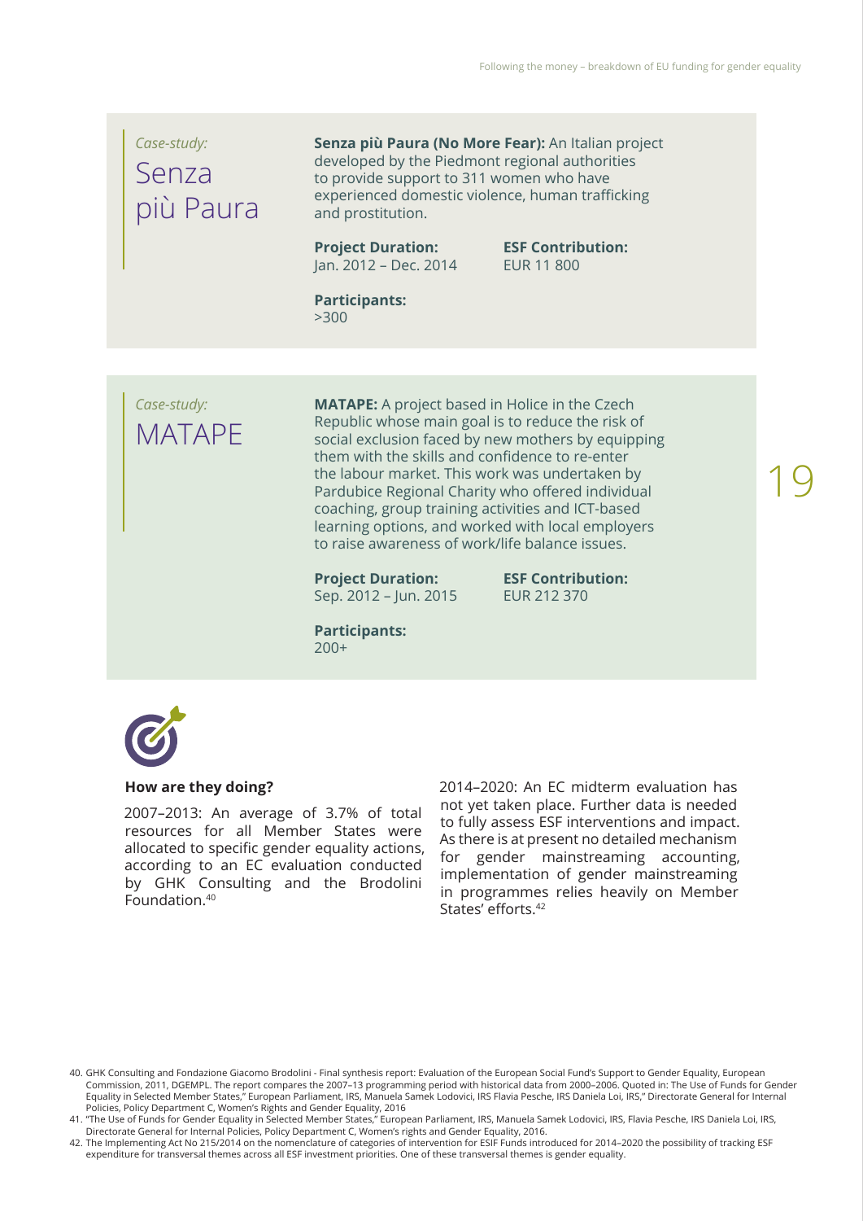*Case-study:*

## Senza più Paura

**Senza più Paura (No More Fear):** An Italian project developed by the Piedmont regional authorities to provide support to 311 women who have experienced domestic violence, human trafficking and prostitution.

**Project Duration:**
Jan. 2012 – Dec. 2014

**ESF Contribution:**
EUR 11 800

**Participants:**
>300

*Case-study:*

## MATAPE

**MATAPE:** A project based in Holice in the Czech Republic whose main goal is to reduce the risk of social exclusion faced by new mothers by equipping them with the skills and confidence to re-enter the labour market. This work was undertaken by Pardubice Regional Charity who offered individual coaching, group training activities and ICT-based learning options, and worked with local employers to raise awareness of work/life balance issues.

**Project Duration:**
Sep. 2012 – Jun. 2015

**ESF Contribution:**
EUR 212 370

**Participants:**
200+

**How are they doing?**

2007–2013: An average of 3.7% of total resources for all Member States were allocated to specific gender equality actions, according to an EC evaluation conducted by GHK Consulting and the Brodolini Foundation.[40]

2014–2020: An EC midterm evaluation has not yet taken place. Further data is needed to fully assess ESF interventions and impact. As there is at present no detailed mechanism for gender mainstreaming accounting, implementation of gender mainstreaming in programmes relies heavily on Member States' efforts.[42]

40. GHK Consulting and Fondazione Giacomo Brodolini - Final synthesis report: Evaluation of the European Social Fund's Support to Gender Equality, European Commission, 2011, DGEMPL. The report compares the 2007–13 programming period with historical data from 2000–2006. Quoted in: The Use of Funds for Gender Equality in Selected Member States," European Parliament, IRS, Manuela Samek Lodovici, IRS Flavia Pesche, IRS Daniela Loi, IRS," Directorate General for Internal Policies, Policy Department C, Women's Rights and Gender Equality, 2016

41. "The Use of Funds for Gender Equality in Selected Member States," European Parliament, IRS, Manuela Samek Lodovici, IRS, Flavia Pesche, IRS Daniela Loi, IRS, Directorate General for Internal Policies, Policy Department C, Women's rights and Gender Equality, 2016.

42. The Implementing Act No 215/2014 on the nomenclature of categories of intervention for ESIF Funds introduced for 2014–2020 the possibility of tracking ESF expenditure for transversal themes across all ESF investment priorities. One of these transversal themes is gender equality.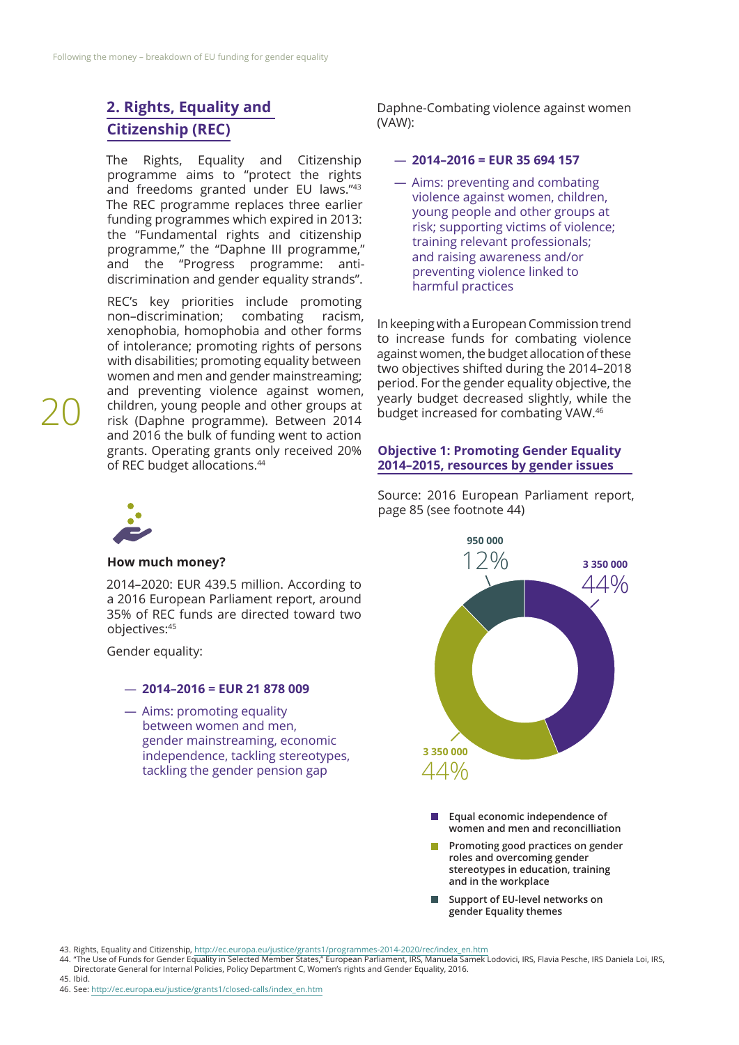## 2. Rights, Equality and Citizenship (REC)

The Rights, Equality and Citizenship programme aims to "protect the rights and freedoms granted under EU laws."[43] The REC programme replaces three earlier funding programmes which expired in 2013: the "Fundamental rights and citizenship programme," the "Daphne III programme," and the "Progress programme: anti-discrimination and gender equality strands".

REC's key priorities include promoting non–discrimination; combating racism, xenophobia, homophobia and other forms of intolerance; promoting rights of persons with disabilities; promoting equality between women and men and gender mainstreaming; and preventing violence against women, children, young people and other groups at risk (Daphne programme). Between 2014 and 2016 the bulk of funding went to action grants. Operating grants only received 20% of REC budget allocations.[44]

**How much money?**

2014–2020: EUR 439.5 million. According to a 2016 European Parliament report, around 35% of REC funds are directed toward two objectives:[45]

Gender equality:

- **2014–2016 = EUR 21 878 009**
- Aims: promoting equality between women and men, gender mainstreaming, economic independence, tackling stereotypes, tackling the gender pension gap

Daphne-Combating violence against women (VAW):

- **2014–2016 = EUR 35 694 157**
- Aims: preventing and combating violence against women, children, young people and other groups at risk; supporting victims of violence; training relevant professionals; and raising awareness and/or preventing violence linked to harmful practices

In keeping with a European Commission trend to increase funds for combating violence against women, the budget allocation of these two objectives shifted during the 2014–2018 period. For the gender equality objective, the yearly budget decreased slightly, while the budget increased for combating VAW.[46]

**Objective 1: Promoting Gender Equality 2014–2015, resources by gender issues**

Source: 2016 European Parliament report, page 85 (see footnote 44)

| Gender issue | Amount | Share |
|---|---|---|
| Equal economic independence of women and men and reconcilliation | 3 350 000 | 44% |
| Promoting good practices on gender roles and overcoming gender stereotypes in education, training and in the workplace | 3 350 000 | 44% |
| Support of EU-level networks on gender Equality themes | 950 000 | 12% |

43. Rights, Equality and Citizenship, http://ec.europa.eu/justice/grants1/programmes-2014-2020/rec/index_en.htm

44. "The Use of Funds for Gender Equality in Selected Member States," European Parliament, IRS, Manuela Samek Lodovici, IRS, Flavia Pesche, IRS Daniela Loi, IRS, Directorate General for Internal Policies, Policy Department C, Women's rights and Gender Equality, 2016.

45. Ibid.

46. See: http://ec.europa.eu/justice/grants1/closed-calls/index_en.htm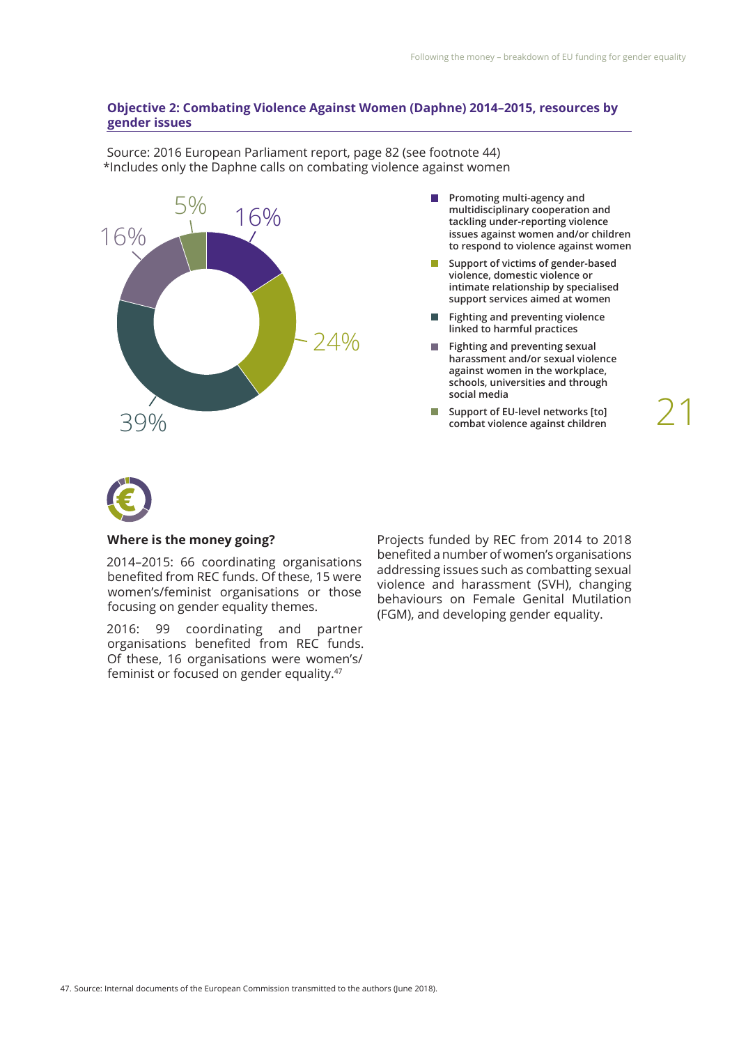**Objective 2: Combating Violence Against Women (Daphne) 2014–2015, resources by gender issues**

Source: 2016 European Parliament report, page 82 (see footnote 44)
*Includes only the Daphne calls on combating violence against women

| Gender issue | Share |
|---|---|
| Promoting multi-agency and multidisciplinary cooperation and tackling under-reporting violence issues against women and/or children to respond to violence against women | 16% |
| Support of victims of gender-based violence, domestic violence or intimate relationship by specialised support services aimed at women | 24% |
| Fighting and preventing violence linked to harmful practices | 39% |
| Fighting and preventing sexual harassment and/or sexual violence against women in the workplace, schools, universities and through social media | 16% |
| Support of EU-level networks [to] combat violence against children | 5% |

**Where is the money going?**

2014–2015: 66 coordinating organisations benefited from REC funds. Of these, 15 were women's/feminist organisations or those focusing on gender equality themes.

2016: 99 coordinating and partner organisations benefited from REC funds. Of these, 16 organisations were women's/feminist or focused on gender equality.[47]

Projects funded by REC from 2014 to 2018 benefited a number of women's organisations addressing issues such as combatting sexual violence and harassment (SVH), changing behaviours on Female Genital Mutilation (FGM), and developing gender equality.

47. Source: Internal documents of the European Commission transmitted to the authors (June 2018).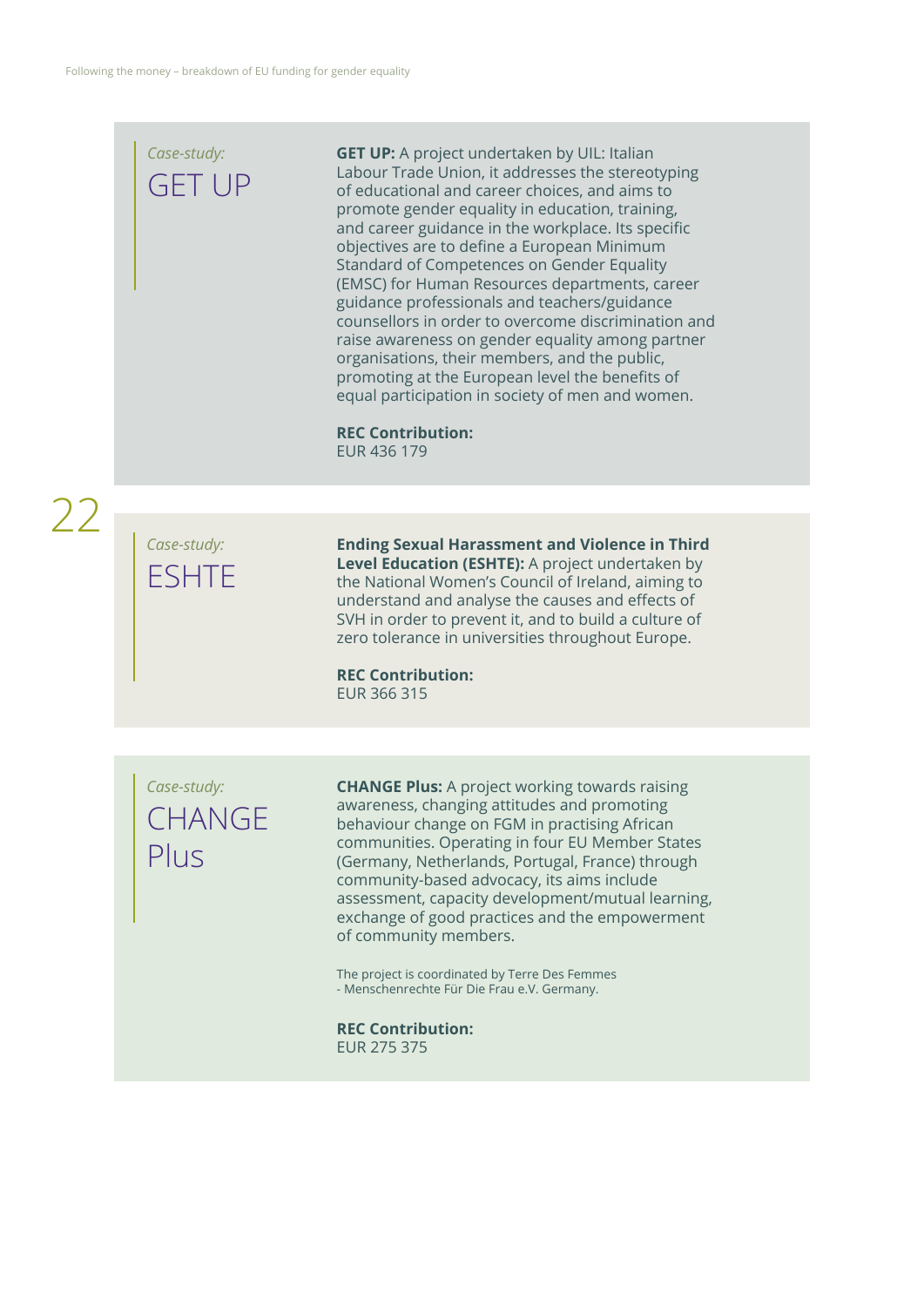*Case-study:*

## GET UP

**GET UP:** A project undertaken by UIL: Italian Labour Trade Union, it addresses the stereotyping of educational and career choices, and aims to promote gender equality in education, training, and career guidance in the workplace. Its specific objectives are to define a European Minimum Standard of Competences on Gender Equality (EMSC) for Human Resources departments, career guidance professionals and teachers/guidance counsellors in order to overcome discrimination and raise awareness on gender equality among partner organisations, their members, and the public, promoting at the European level the benefits of equal participation in society of men and women.

**REC Contribution:**
EUR 436 179

*Case-study:*

## ESHTE

**Ending Sexual Harassment and Violence in Third Level Education (ESHTE):** A project undertaken by the National Women's Council of Ireland, aiming to understand and analyse the causes and effects of SVH in order to prevent it, and to build a culture of zero tolerance in universities throughout Europe.

**REC Contribution:**
EUR 366 315

*Case-study:*

## CHANGE Plus

**CHANGE Plus:** A project working towards raising awareness, changing attitudes and promoting behaviour change on FGM in practising African communities. Operating in four EU Member States (Germany, Netherlands, Portugal, France) through community-based advocacy, its aims include assessment, capacity development/mutual learning, exchange of good practices and the empowerment of community members.

The project is coordinated by Terre Des Femmes - Menschenrechte Für Die Frau e.V. Germany.

**REC Contribution:**
EUR 275 375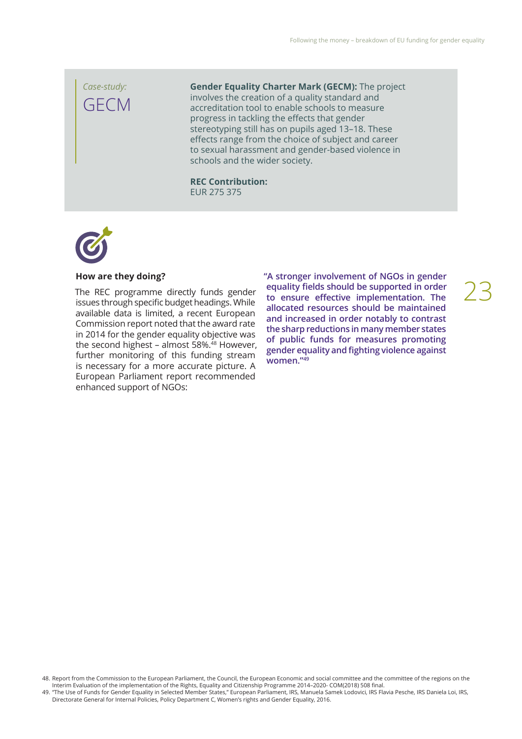*Case-study:*

## GECM

**Gender Equality Charter Mark (GECM):** The project involves the creation of a quality standard and accreditation tool to enable schools to measure progress in tackling the effects that gender stereotyping still has on pupils aged 13–18. These effects range from the choice of subject and career to sexual harassment and gender-based violence in schools and the wider society.

**REC Contribution:**
EUR 275 375

### How are they doing?

The REC programme directly funds gender issues through specific budget headings. While available data is limited, a recent European Commission report noted that the award rate in 2014 for the gender equality objective was the second highest – almost 58%.[48] However, further monitoring of this funding stream is necessary for a more accurate picture. A European Parliament report recommended enhanced support of NGOs:

**"A stronger involvement of NGOs in gender equality fields should be supported in order to ensure effective implementation. The allocated resources should be maintained and increased in order notably to contrast the sharp reductions in many member states of public funds for measures promoting gender equality and fighting violence against women."[49]**

48. Report from the Commission to the European Parliament, the Council, the European Economic and social committee and the committee of the regions on the Interim Evaluation of the implementation of the Rights, Equality and Citizenship Programme 2014–2020- COM(2018) 508 final.
49. "The Use of Funds for Gender Equality in Selected Member States," European Parliament, IRS, Manuela Samek Lodovici, IRS Flavia Pesche, IRS Daniela Loi, IRS, Directorate General for Internal Policies, Policy Department C, Women's rights and Gender Equality, 2016.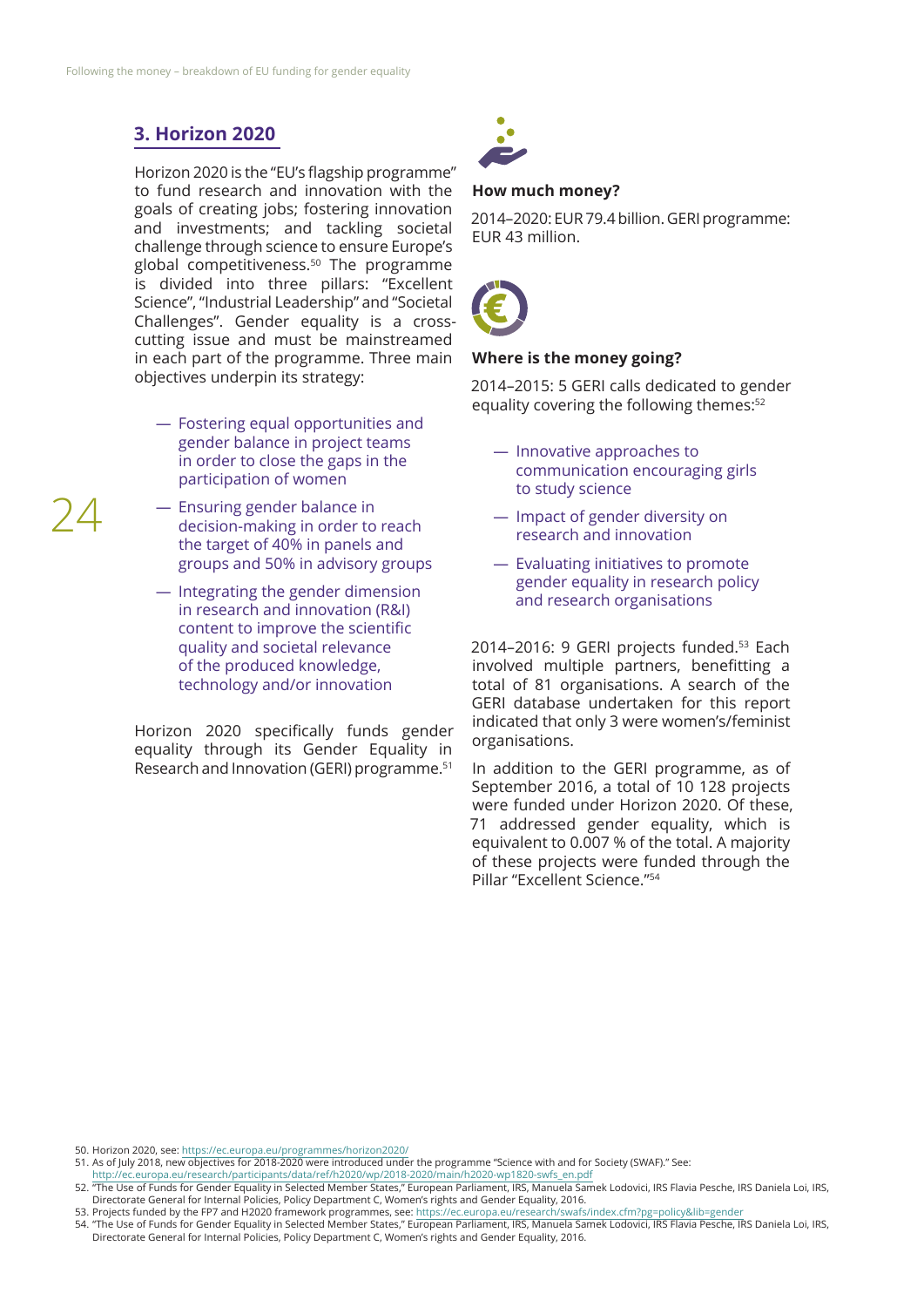## 3. Horizon 2020

Horizon 2020 is the "EU's flagship programme" to fund research and innovation with the goals of creating jobs; fostering innovation and investments; and tackling societal challenge through science to ensure Europe's global competitiveness.[50] The programme is divided into three pillars: "Excellent Science", "Industrial Leadership" and "Societal Challenges". Gender equality is a cross-cutting issue and must be mainstreamed in each part of the programme. Three main objectives underpin its strategy:

- Fostering equal opportunities and gender balance in project teams in order to close the gaps in the participation of women
- Ensuring gender balance in decision-making in order to reach the target of 40% in panels and groups and 50% in advisory groups
- Integrating the gender dimension in research and innovation (R&I) content to improve the scientific quality and societal relevance of the produced knowledge, technology and/or innovation

Horizon 2020 specifically funds gender equality through its Gender Equality in Research and Innovation (GERI) programme.[51]

**How much money?**

2014–2020: EUR 79.4 billion. GERI programme: EUR 43 million.

**Where is the money going?**

2014–2015: 5 GERI calls dedicated to gender equality covering the following themes:[52]

- Innovative approaches to communication encouraging girls to study science
- Impact of gender diversity on research and innovation
- Evaluating initiatives to promote gender equality in research policy and research organisations

2014–2016: 9 GERI projects funded.[53] Each involved multiple partners, benefitting a total of 81 organisations. A search of the GERI database undertaken for this report indicated that only 3 were women's/feminist organisations.

In addition to the GERI programme, as of September 2016, a total of 10 128 projects were funded under Horizon 2020. Of these, 71 addressed gender equality, which is equivalent to 0.007 % of the total. A majority of these projects were funded through the Pillar "Excellent Science."[54]

50. Horizon 2020, see: https://ec.europa.eu/programmes/horizon2020/
51. As of July 2018, new objectives for 2018-2020 were introduced under the programme "Science with and for Society (SWAF)." See: http://ec.europa.eu/research/participants/data/ref/h2020/wp/2018-2020/main/h2020-wp1820-swfs_en.pdf
52. "The Use of Funds for Gender Equality in Selected Member States," European Parliament, IRS, Manuela Samek Lodovici, IRS Flavia Pesche, IRS Daniela Loi, IRS, Directorate General for Internal Policies, Policy Department C, Women's rights and Gender Equality, 2016.
53. Projects funded by the FP7 and H2020 framework programmes, see: https://ec.europa.eu/research/swafs/index.cfm?pg=policy&lib=gender
54. "The Use of Funds for Gender Equality in Selected Member States," European Parliament, IRS, Manuela Samek Lodovici, IRS Flavia Pesche, IRS Daniela Loi, IRS, Directorate General for Internal Policies, Policy Department C, Women's rights and Gender Equality, 2016.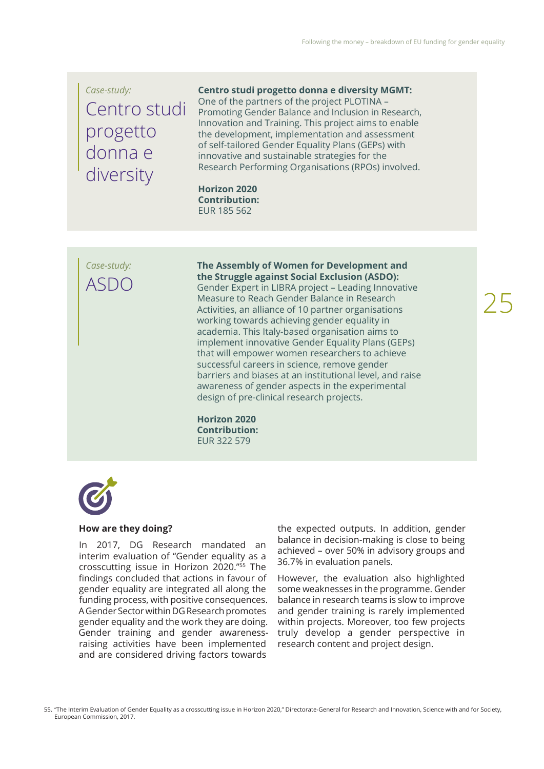*Case-study:*

## Centro studi progetto donna e diversity

**Centro studi progetto donna e diversity MGMT:** One of the partners of the project PLOTINA – Promoting Gender Balance and Inclusion in Research, Innovation and Training. This project aims to enable the development, implementation and assessment of self-tailored Gender Equality Plans (GEPs) with innovative and sustainable strategies for the Research Performing Organisations (RPOs) involved.

**Horizon 2020 Contribution:**
EUR 185 562

*Case-study:*

## ASDO

**The Assembly of Women for Development and the Struggle against Social Exclusion (ASDO):** Gender Expert in LIBRA project – Leading Innovative Measure to Reach Gender Balance in Research Activities, an alliance of 10 partner organisations working towards achieving gender equality in academia. This Italy-based organisation aims to implement innovative Gender Equality Plans (GEPs) that will empower women researchers to achieve successful careers in science, remove gender barriers and biases at an institutional level, and raise awareness of gender aspects in the experimental design of pre-clinical research projects.

**Horizon 2020 Contribution:**
EUR 322 579

### How are they doing?

In 2017, DG Research mandated an interim evaluation of "Gender equality as a crosscutting issue in Horizon 2020."[55] The findings concluded that actions in favour of gender equality are integrated all along the funding process, with positive consequences. A Gender Sector within DG Research promotes gender equality and the work they are doing. Gender training and gender awareness-raising activities have been implemented and are considered driving factors towards the expected outputs. In addition, gender balance in decision-making is close to being achieved – over 50% in advisory groups and 36.7% in evaluation panels.

However, the evaluation also highlighted some weaknesses in the programme. Gender balance in research teams is slow to improve and gender training is rarely implemented within projects. Moreover, too few projects truly develop a gender perspective in research content and project design.

55. "The Interim Evaluation of Gender Equality as a crosscutting issue in Horizon 2020," Directorate-General for Research and Innovation, Science with and for Society, European Commission, 2017.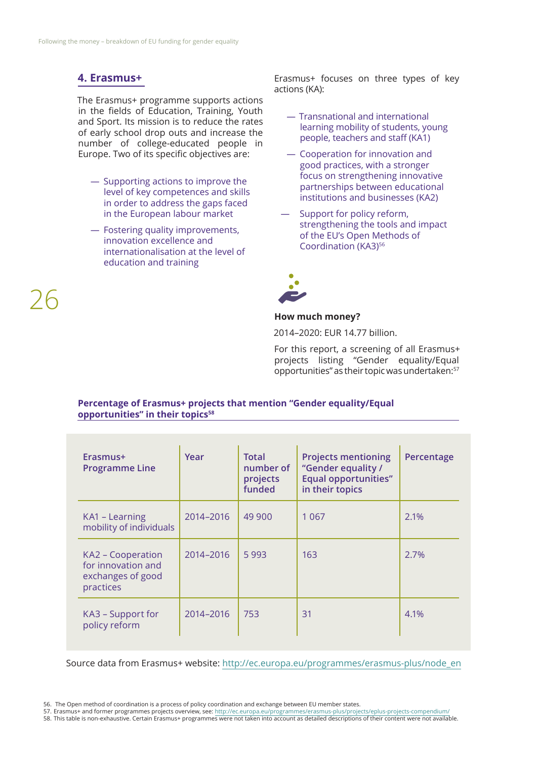## 4. Erasmus+

The Erasmus+ programme supports actions in the fields of Education, Training, Youth and Sport. Its mission is to reduce the rates of early school drop outs and increase the number of college-educated people in Europe. Two of its specific objectives are:

- Supporting actions to improve the level of key competences and skills in order to address the gaps faced in the European labour market
- Fostering quality improvements, innovation excellence and internationalisation at the level of education and training

Erasmus+ focuses on three types of key actions (KA):

- Transnational and international learning mobility of students, young people, teachers and staff (KA1)
- Cooperation for innovation and good practices, with a stronger focus on strengthening innovative partnerships between educational institutions and businesses (KA2)
- Support for policy reform, strengthening the tools and impact of the EU's Open Methods of Coordination (KA3)[56]

**How much money?**

2014–2020: EUR 14.77 billion.

For this report, a screening of all Erasmus+ projects listing "Gender equality/Equal opportunities" as their topic was undertaken:[57]

**Percentage of Erasmus+ projects that mention "Gender equality/Equal opportunities" in their topics[58]**

| Erasmus+ Programme Line | Year | Total number of projects funded | Projects mentioning "Gender equality / Equal opportunities" in their topics | Percentage |
|---|---|---|---|---|
| KA1 – Learning mobility of individuals | 2014–2016 | 49 900 | 1 067 | 2.1% |
| KA2 – Cooperation for innovation and exchanges of good practices | 2014–2016 | 5 993 | 163 | 2.7% |
| KA3 – Support for policy reform | 2014–2016 | 753 | 31 | 4.1% |

Source data from Erasmus+ website: http://ec.europa.eu/programmes/erasmus-plus/node_en

56. The Open method of coordination is a process of policy coordination and exchange between EU member states.
57. Erasmus+ and former programmes projects overview, see: http://ec.europa.eu/programmes/erasmus-plus/projects/eplus-projects-compendium/
58. This table is non-exhaustive. Certain Erasmus+ programmes were not taken into account as detailed descriptions of their content were not available.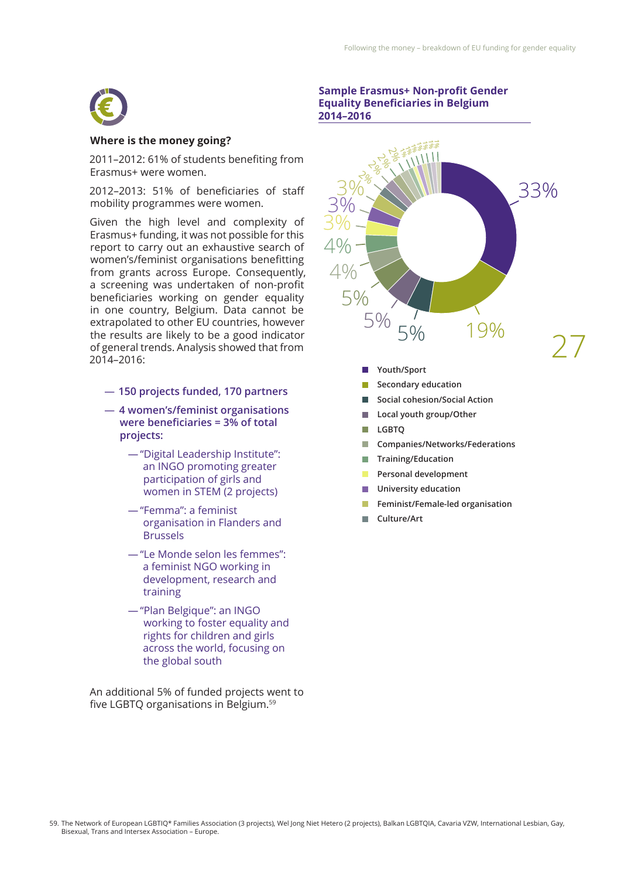## Where is the money going?

2011–2012: 61% of students benefiting from Erasmus+ were women.

2012–2013: 51% of beneficiaries of staff mobility programmes were women.

Given the high level and complexity of Erasmus+ funding, it was not possible for this report to carry out an exhaustive search of women's/feminist organisations benefitting from grants across Europe. Consequently, a screening was undertaken of non-profit beneficiaries working on gender equality in one country, Belgium. Data cannot be extrapolated to other EU countries, however the results are likely to be a good indicator of general trends. Analysis showed that from 2014–2016:

- **150 projects funded, 170 partners**
- **4 women's/feminist organisations were beneficiaries = 3% of total projects:**
  - "Digital Leadership Institute": an INGO promoting greater participation of girls and women in STEM (2 projects)
  - "Femma": a feminist organisation in Flanders and Brussels
  - "Le Monde selon les femmes": a feminist NGO working in development, research and training
  - "Plan Belgique": an INGO working to foster equality and rights for children and girls across the world, focusing on the global south

An additional 5% of funded projects went to five LGBTQ organisations in Belgium.[59]

### Sample Erasmus+ Non-profit Gender Equality Beneficiaries in Belgium 2014–2016

| Category | Share |
|---|---|
| Youth/Sport | 33% |
| Secondary education | 19% |
| Social cohesion/Social Action | 5% |
| Local youth group/Other | 5% |
| LGBTQ | 5% |
| Companies/Networks/Federations | 4% |
| Training/Education | 4% |
| Personal development | 3% |
| University education | 3% |
| Feminist/Female-led organisation | 3% |
| Culture/Art | 2% |

59. The Network of European LGBTIQ* Families Association (3 projects), Wel Jong Niet Hetero (2 projects), Balkan LGBTQIA, Cavaria VZW, International Lesbian, Gay, Bisexual, Trans and Intersex Association – Europe.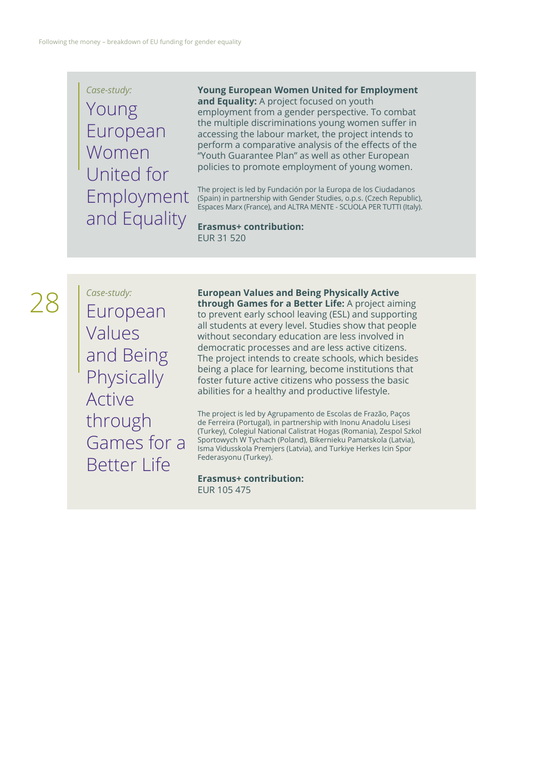*Case-study:*

## Young European Women United for Employment and Equality

**Young European Women United for Employment and Equality:** A project focused on youth employment from a gender perspective. To combat the multiple discriminations young women suffer in accessing the labour market, the project intends to perform a comparative analysis of the effects of the "Youth Guarantee Plan" as well as other European policies to promote employment of young women.

The project is led by Fundación por la Europa de los Ciudadanos (Spain) in partnership with Gender Studies, o.p.s. (Czech Republic), Espaces Marx (France), and ALTRA MENTE - SCUOLA PER TUTTI (Italy).

**Erasmus+ contribution:**
EUR 31 520

*Case-study:*

## European Values and Being Physically Active through Games for a Better Life

**European Values and Being Physically Active through Games for a Better Life:** A project aiming to prevent early school leaving (ESL) and supporting all students at every level. Studies show that people without secondary education are less involved in democratic processes and are less active citizens. The project intends to create schools, which besides being a place for learning, become institutions that foster future active citizens who possess the basic abilities for a healthy and productive lifestyle.

The project is led by Agrupamento de Escolas de Frazão, Paços de Ferreira (Portugal), in partnership with Inonu Anadolu Lisesi (Turkey), Colegiul National Calistrat Hogas (Romania), Zespol Szkol Sportowych W Tychach (Poland), Bikernieku Pamatskola (Latvia), Isma Vidusskola Premjers (Latvia), and Turkiye Herkes Icin Spor Federasyonu (Turkey).

**Erasmus+ contribution:**
EUR 105 475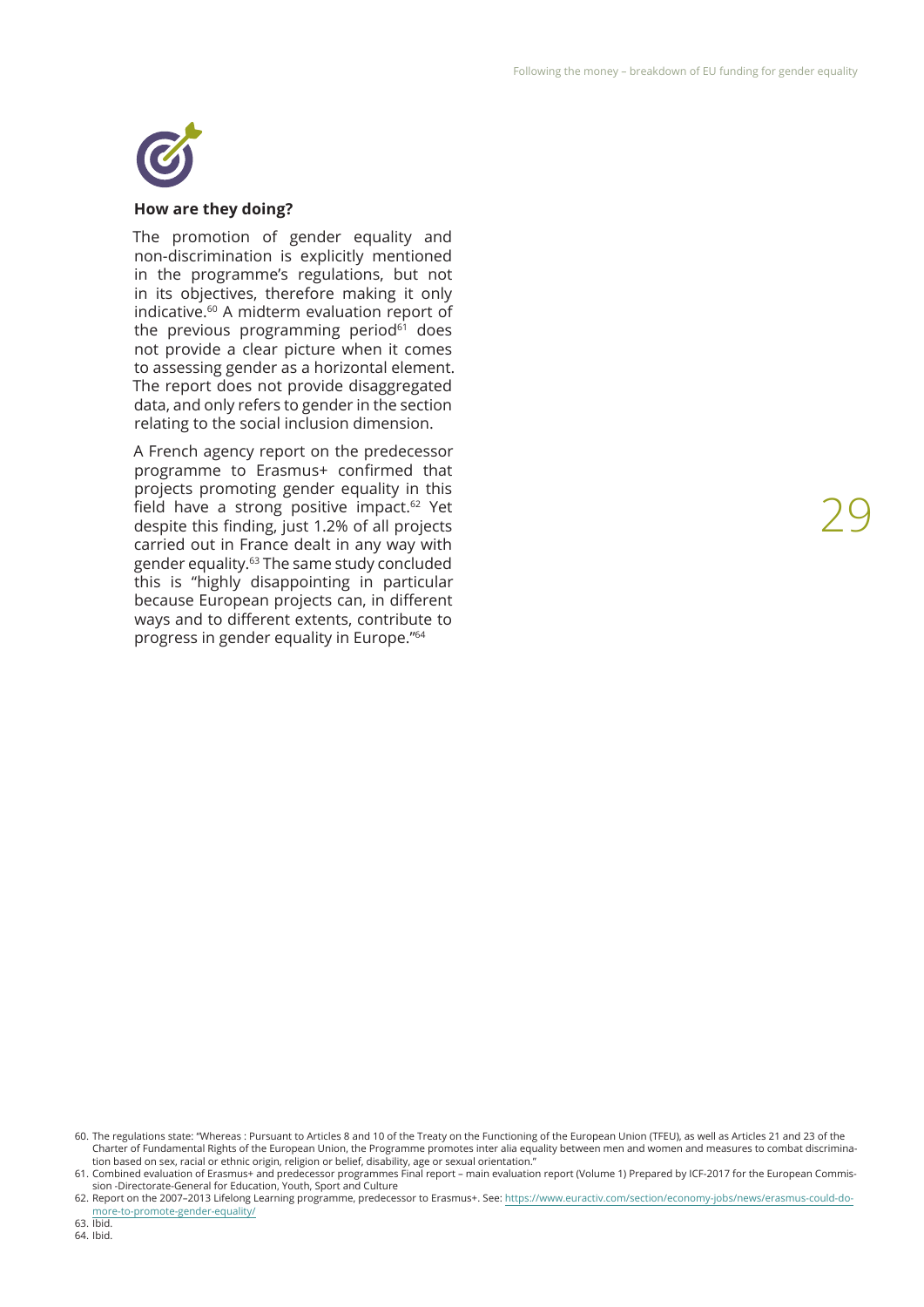**How are they doing?**

The promotion of gender equality and non-discrimination is explicitly mentioned in the programme's regulations, but not in its objectives, therefore making it only indicative.[60] A midterm evaluation report of the previous programming period[61] does not provide a clear picture when it comes to assessing gender as a horizontal element. The report does not provide disaggregated data, and only refers to gender in the section relating to the social inclusion dimension.

A French agency report on the predecessor programme to Erasmus+ confirmed that projects promoting gender equality in this field have a strong positive impact.[62] Yet despite this finding, just 1.2% of all projects carried out in France dealt in any way with gender equality.[63] The same study concluded this is "highly disappointing in particular because European projects can, in different ways and to different extents, contribute to progress in gender equality in Europe."[64]

---

60. The regulations state: "Whereas : Pursuant to Articles 8 and 10 of the Treaty on the Functioning of the European Union (TFEU), as well as Articles 21 and 23 of the Charter of Fundamental Rights of the European Union, the Programme promotes inter alia equality between men and women and measures to combat discrimination based on sex, racial or ethnic origin, religion or belief, disability, age or sexual orientation."
61. Combined evaluation of Erasmus+ and predecessor programmes Final report – main evaluation report (Volume 1) Prepared by ICF-2017 for the European Commission -Directorate-General for Education, Youth, Sport and Culture
62. Report on the 2007–2013 Lifelong Learning programme, predecessor to Erasmus+. See: https://www.euractiv.com/section/economy-jobs/news/erasmus-could-do-more-to-promote-gender-equality/
63. Ibid.
64. Ibid.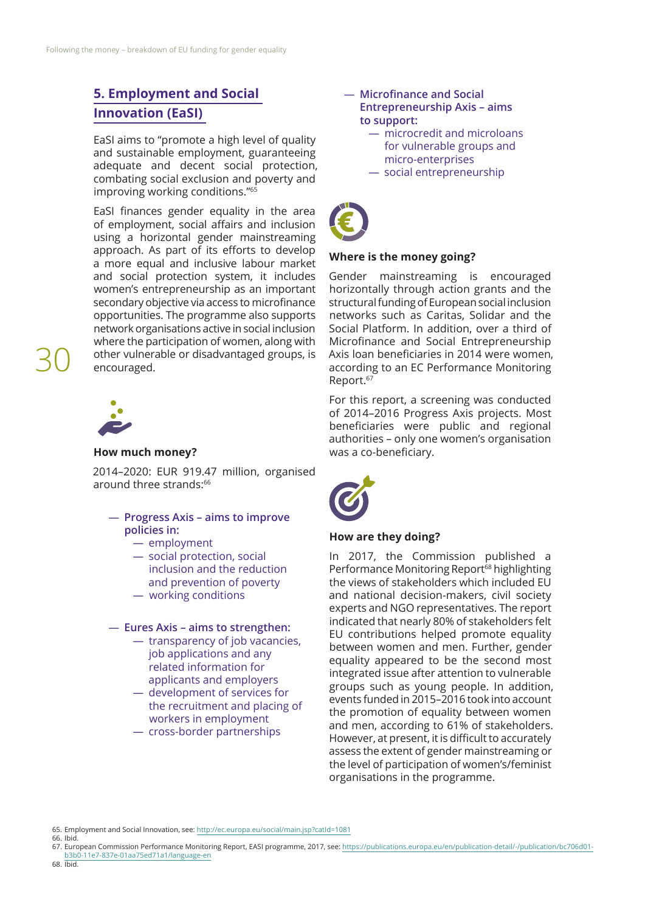## 5. Employment and Social Innovation (EaSI)

EaSI aims to "promote a high level of quality and sustainable employment, guaranteeing adequate and decent social protection, combating social exclusion and poverty and improving working conditions."[65]

EaSI finances gender equality in the area of employment, social affairs and inclusion using a horizontal gender mainstreaming approach. As part of its efforts to develop a more equal and inclusive labour market and social protection system, it includes women's entrepreneurship as an important secondary objective via access to microfinance opportunities. The programme also supports network organisations active in social inclusion where the participation of women, along with other vulnerable or disadvantaged groups, is encouraged.

### How much money?

2014–2020: EUR 919.47 million, organised around three strands:[66]

- **Progress Axis – aims to improve policies in:**
  - employment
  - social protection, social inclusion and the reduction and prevention of poverty
  - working conditions
- **Eures Axis – aims to strengthen:**
  - transparency of job vacancies, job applications and any related information for applicants and employers
  - development of services for the recruitment and placing of workers in employment
  - cross-border partnerships
- **Microfinance and Social Entrepreneurship Axis – aims to support:**
  - microcredit and microloans for vulnerable groups and micro-enterprises
  - social entrepreneurship

### Where is the money going?

Gender mainstreaming is encouraged horizontally through action grants and the structural funding of European social inclusion networks such as Caritas, Solidar and the Social Platform. In addition, over a third of Microfinance and Social Entrepreneurship Axis loan beneficiaries in 2014 were women, according to an EC Performance Monitoring Report.[67]

For this report, a screening was conducted of 2014–2016 Progress Axis projects. Most beneficiaries were public and regional authorities – only one women's organisation was a co-beneficiary.

### How are they doing?

In 2017, the Commission published a Performance Monitoring Report[68] highlighting the views of stakeholders which included EU and national decision-makers, civil society experts and NGO representatives. The report indicated that nearly 80% of stakeholders felt EU contributions helped promote equality between women and men. Further, gender equality appeared to be the second most integrated issue after attention to vulnerable groups such as young people. In addition, events funded in 2015–2016 took into account the promotion of equality between women and men, according to 61% of stakeholders. However, at present, it is difficult to accurately assess the extent of gender mainstreaming or the level of participation of women's/feminist organisations in the programme.

---

65. Employment and Social Innovation, see: http://ec.europa.eu/social/main.jsp?catId=1081
66. Ibid.
67. European Commission Performance Monitoring Report, EASI programme, 2017, see: https://publications.europa.eu/en/publication-detail/-/publication/bc706d01-b3b0-11e7-837e-01aa75ed71a1/language-en
68. Ibid.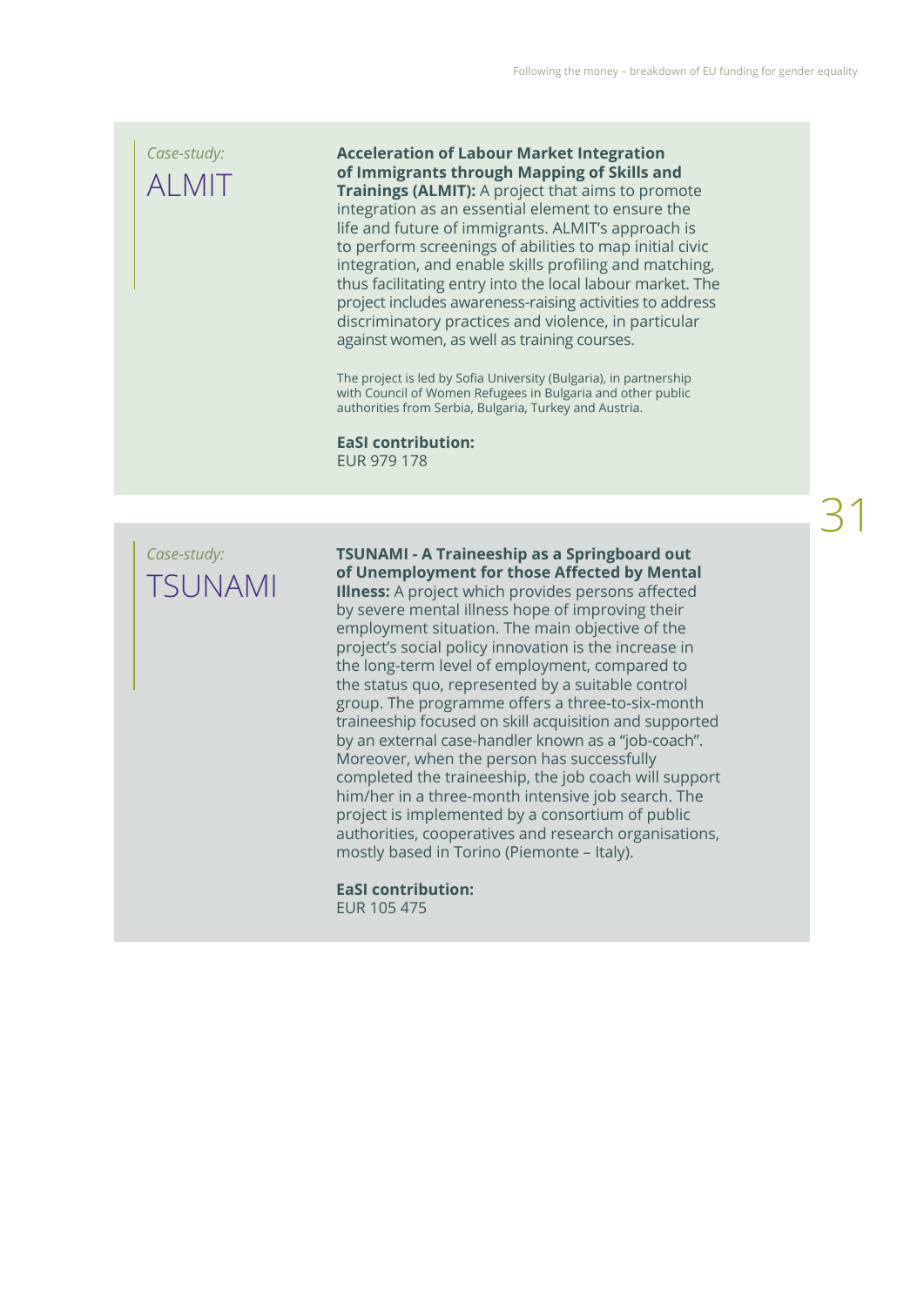*Case-study:*

## ALMIT

**Acceleration of Labour Market Integration of Immigrants through Mapping of Skills and Trainings (ALMIT):** A project that aims to promote integration as an essential element to ensure the life and future of immigrants. ALMIT's approach is to perform screenings of abilities to map initial civic integration, and enable skills profiling and matching, thus facilitating entry into the local labour market. The project includes awareness-raising activities to address discriminatory practices and violence, in particular against women, as well as training courses.

The project is led by Sofia University (Bulgaria), in partnership with Council of Women Refugees in Bulgaria and other public authorities from Serbia, Bulgaria, Turkey and Austria.

**EaSI contribution:**
EUR 979 178

*Case-study:*

## TSUNAMI

**TSUNAMI - A Traineeship as a Springboard out of Unemployment for those Affected by Mental Illness:** A project which provides persons affected by severe mental illness hope of improving their employment situation. The main objective of the project's social policy innovation is the increase in the long-term level of employment, compared to the status quo, represented by a suitable control group. The programme offers a three-to-six-month traineeship focused on skill acquisition and supported by an external case-handler known as a "job-coach". Moreover, when the person has successfully completed the traineeship, the job coach will support him/her in a three-month intensive job search. The project is implemented by a consortium of public authorities, cooperatives and research organisations, mostly based in Torino (Piemonte – Italy).

**EaSI contribution:**
EUR 105 475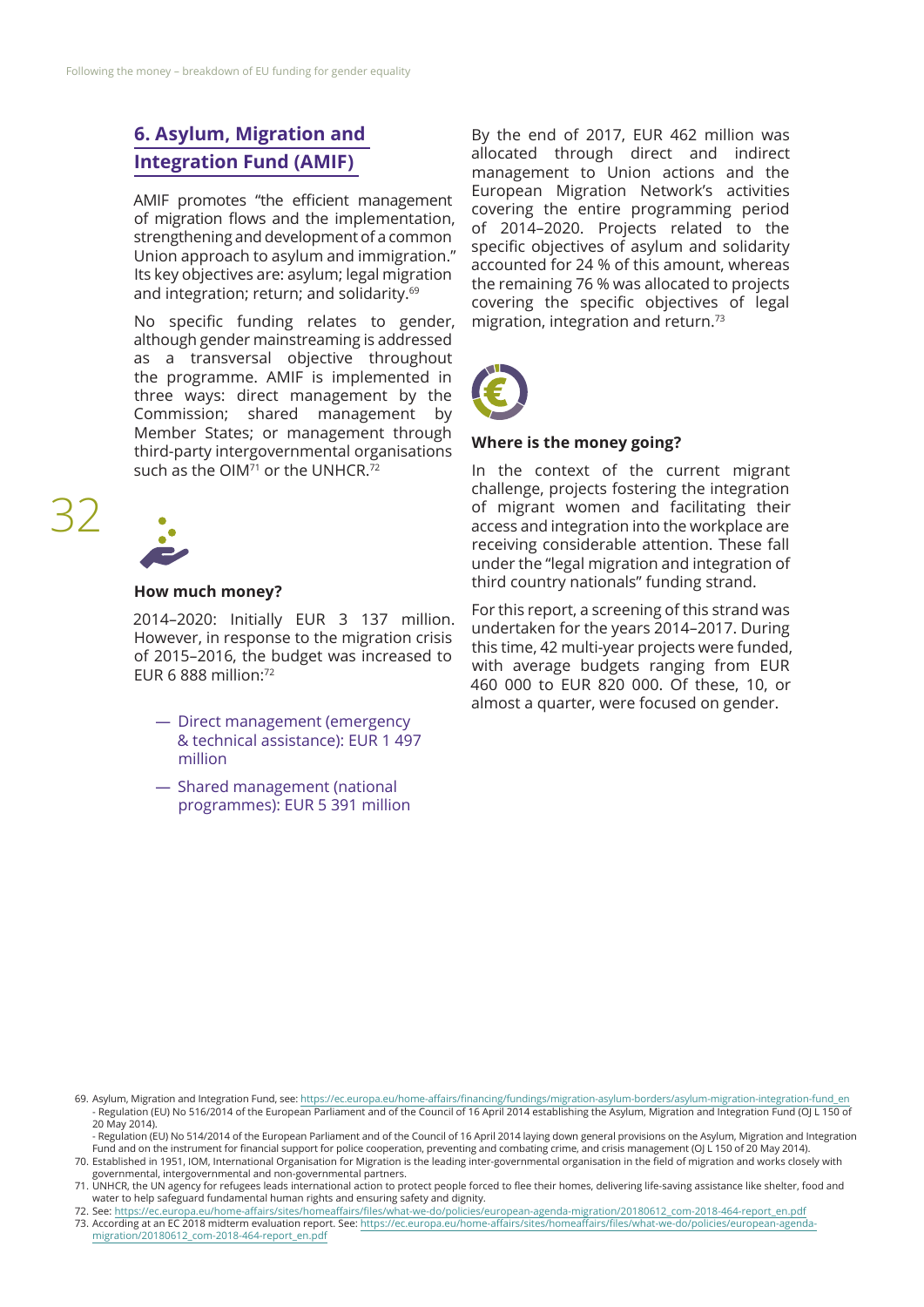## 6. Asylum, Migration and Integration Fund (AMIF)

AMIF promotes "the efficient management of migration flows and the implementation, strengthening and development of a common Union approach to asylum and immigration." Its key objectives are: asylum; legal migration and integration; return; and solidarity.[69]

No specific funding relates to gender, although gender mainstreaming is addressed as a transversal objective throughout the programme. AMIF is implemented in three ways: direct management by the Commission; shared management by Member States; or management through third-party intergovernmental organisations such as the OIM[71] or the UNHCR.[72]

### How much money?

2014–2020: Initially EUR 3 137 million. However, in response to the migration crisis of 2015–2016, the budget was increased to EUR 6 888 million:[72]

- Direct management (emergency & technical assistance): EUR 1 497 million
- Shared management (national programmes): EUR 5 391 million

By the end of 2017, EUR 462 million was allocated through direct and indirect management to Union actions and the European Migration Network's activities covering the entire programming period of 2014–2020. Projects related to the specific objectives of asylum and solidarity accounted for 24 % of this amount, whereas the remaining 76 % was allocated to projects covering the specific objectives of legal migration, integration and return.[73]

### Where is the money going?

In the context of the current migrant challenge, projects fostering the integration of migrant women and facilitating their access and integration into the workplace are receiving considerable attention. These fall under the "legal migration and integration of third country nationals" funding strand.

For this report, a screening of this strand was undertaken for the years 2014–2017. During this time, 42 multi-year projects were funded, with average budgets ranging from EUR 460 000 to EUR 820 000. Of these, 10, or almost a quarter, were focused on gender.

---

69. Asylum, Migration and Integration Fund, see: https://ec.europa.eu/home-affairs/financing/fundings/migration-asylum-borders/asylum-migration-integration-fund_en
 - Regulation (EU) No 516/2014 of the European Parliament and of the Council of 16 April 2014 establishing the Asylum, Migration and Integration Fund (OJ L 150 of 20 May 2014).
 - Regulation (EU) No 514/2014 of the European Parliament and of the Council of 16 April 2014 laying down general provisions on the Asylum, Migration and Integration Fund and on the instrument for financial support for police cooperation, preventing and combating crime, and crisis management (OJ L 150 of 20 May 2014).
70. Established in 1951, IOM, International Organisation for Migration is the leading inter-governmental organisation in the field of migration and works closely with governmental, intergovernmental and non-governmental partners.
71. UNHCR, the UN agency for refugees leads international action to protect people forced to flee their homes, delivering life-saving assistance like shelter, food and water to help safeguard fundamental human rights and ensuring safety and dignity.
72. See: https://ec.europa.eu/home-affairs/sites/homeaffairs/files/what-we-do/policies/european-agenda-migration/20180612_com-2018-464-report_en.pdf
73. According at an EC 2018 midterm evaluation report. See: https://ec.europa.eu/home-affairs/sites/homeaffairs/files/what-we-do/policies/european-agenda-migration/20180612_com-2018-464-report_en.pdf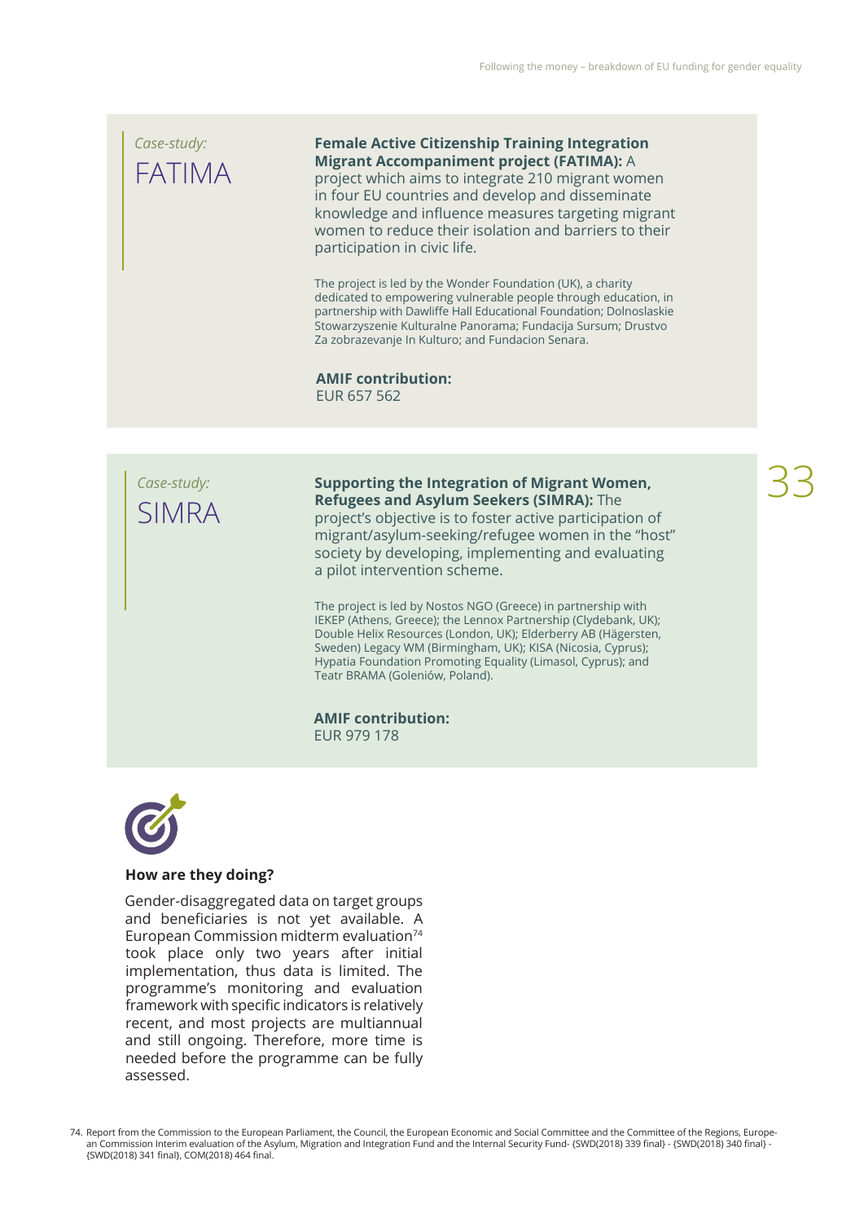*Case-study:*

## FATIMA

**Female Active Citizenship Training Integration Migrant Accompaniment project (FATIMA):** A project which aims to integrate 210 migrant women in four EU countries and develop and disseminate knowledge and influence measures targeting migrant women to reduce their isolation and barriers to their participation in civic life.

The project is led by the Wonder Foundation (UK), a charity dedicated to empowering vulnerable people through education, in partnership with Dawliffe Hall Educational Foundation; Dolnoslaskie Stowarzyszenie Kulturalne Panorama; Fundacija Sursum; Drustvo Za zobrazevanje In Kulturo; and Fundacion Senara.

**AMIF contribution:**
EUR 657 562

*Case-study:*

## SIMRA

**Supporting the Integration of Migrant Women, Refugees and Asylum Seekers (SIMRA):** The project's objective is to foster active participation of migrant/asylum-seeking/refugee women in the "host" society by developing, implementing and evaluating a pilot intervention scheme.

The project is led by Nostos NGO (Greece) in partnership with IEKEP (Athens, Greece); the Lennox Partnership (Clydebank, UK); Double Helix Resources (London, UK); Elderberry AB (Hägersten, Sweden) Legacy WM (Birmingham, UK); KISA (Nicosia, Cyprus); Hypatia Foundation Promoting Equality (Limasol, Cyprus); and Teatr BRAMA (Goleniów, Poland).

**AMIF contribution:**
EUR 979 178

**How are they doing?**

Gender-disaggregated data on target groups and beneficiaries is not yet available. A European Commission midterm evaluation[74] took place only two years after initial implementation, thus data is limited. The programme's monitoring and evaluation framework with specific indicators is relatively recent, and most projects are multiannual and still ongoing. Therefore, more time is needed before the programme can be fully assessed.

74. Report from the Commission to the European Parliament, the Council, the European Economic and Social Committee and the Committee of the Regions, European Commission Interim evaluation of the Asylum, Migration and Integration Fund and the Internal Security Fund- {SWD(2018) 339 final} - {SWD(2018) 340 final} - {SWD(2018) 341 final}, COM(2018) 464 final.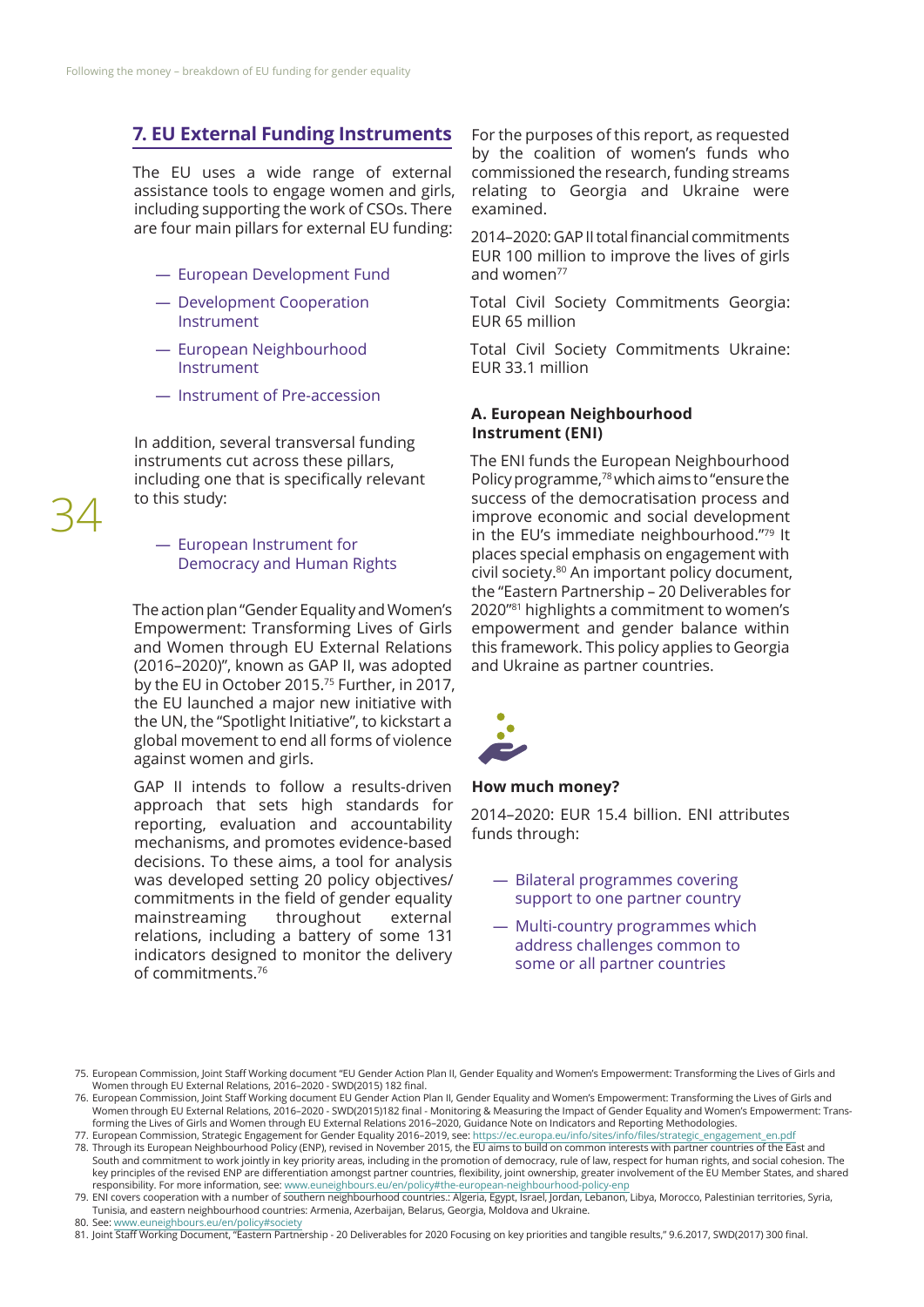## 7. EU External Funding Instruments

The EU uses a wide range of external assistance tools to engage women and girls, including supporting the work of CSOs. There are four main pillars for external EU funding:

- European Development Fund
- Development Cooperation Instrument
- European Neighbourhood Instrument
- Instrument of Pre-accession

In addition, several transversal funding instruments cut across these pillars, including one that is specifically relevant to this study:

- European Instrument for Democracy and Human Rights

The action plan "Gender Equality and Women's Empowerment: Transforming Lives of Girls and Women through EU External Relations (2016–2020)", known as GAP II, was adopted by the EU in October 2015.[75] Further, in 2017, the EU launched a major new initiative with the UN, the "Spotlight Initiative", to kickstart a global movement to end all forms of violence against women and girls.

GAP II intends to follow a results-driven approach that sets high standards for reporting, evaluation and accountability mechanisms, and promotes evidence-based decisions. To these aims, a tool for analysis was developed setting 20 policy objectives/ commitments in the field of gender equality mainstreaming throughout external relations, including a battery of some 131 indicators designed to monitor the delivery of commitments.[76]

For the purposes of this report, as requested by the coalition of women's funds who commissioned the research, funding streams relating to Georgia and Ukraine were examined.

2014–2020: GAP II total financial commitments EUR 100 million to improve the lives of girls and women[77]

Total Civil Society Commitments Georgia: EUR 65 million

Total Civil Society Commitments Ukraine: EUR 33.1 million

### A. European Neighbourhood Instrument (ENI)

The ENI funds the European Neighbourhood Policy programme,[78] which aims to "ensure the success of the democratisation process and improve economic and social development in the EU's immediate neighbourhood."[79] It places special emphasis on engagement with civil society.[80] An important policy document, the "Eastern Partnership – 20 Deliverables for 2020"[81] highlights a commitment to women's empowerment and gender balance within this framework. This policy applies to Georgia and Ukraine as partner countries.

**How much money?**

2014–2020: EUR 15.4 billion. ENI attributes funds through:

- Bilateral programmes covering support to one partner country
- Multi-country programmes which address challenges common to some or all partner countries

---

75. European Commission, Joint Staff Working document "EU Gender Action Plan II, Gender Equality and Women's Empowerment: Transforming the Lives of Girls and Women through EU External Relations, 2016–2020 - SWD(2015) 182 final.
76. European Commission, Joint Staff Working document EU Gender Action Plan II, Gender Equality and Women's Empowerment: Transforming the Lives of Girls and Women through EU External Relations, 2016–2020 - SWD(2015)182 final - Monitoring & Measuring the Impact of Gender Equality and Women's Empowerment: Transforming the Lives of Girls and Women through EU External Relations 2016–2020, Guidance Note on Indicators and Reporting Methodologies.
77. European Commission, Strategic Engagement for Gender Equality 2016–2019, see: https://ec.europa.eu/info/sites/info/files/strategic_engagement_en.pdf
78. Through its European Neighbourhood Policy (ENP), revised in November 2015, the EU aims to build on common interests with partner countries of the East and South and commitment to work jointly in key priority areas, including in the promotion of democracy, rule of law, respect for human rights, and social cohesion. The key principles of the revised ENP are differentiation amongst partner countries, flexibility, joint ownership, greater involvement of the EU Member States, and shared responsibility. For more information, see: www.euneighbours.eu/en/policy#the-european-neighbourhood-policy-enp
79. ENI covers cooperation with a number of southern neighbourhood countries.: Algeria, Egypt, Israel, Jordan, Lebanon, Libya, Morocco, Palestinian territories, Syria, Tunisia, and eastern neighbourhood countries: Armenia, Azerbaijan, Belarus, Georgia, Moldova and Ukraine.
80. See: www.euneighbours.eu/en/policy#society
81. Joint Staff Working Document, "Eastern Partnership - 20 Deliverables for 2020 Focusing on key priorities and tangible results," 9.6.2017, SWD(2017) 300 final.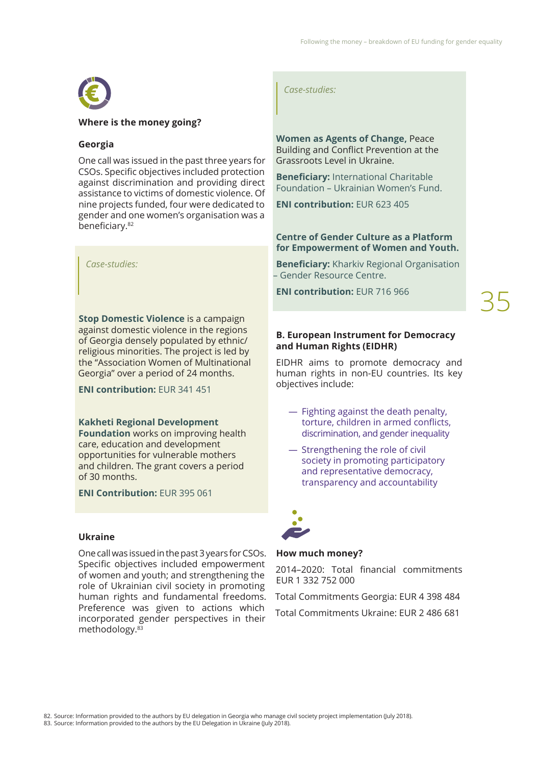**Where is the money going?**

**Georgia**

One call was issued in the past three years for CSOs. Specific objectives included protection against discrimination and providing direct assistance to victims of domestic violence. Of nine projects funded, four were dedicated to gender and one women's organisation was a beneficiary.[82]

*Case-studies:*

**Stop Domestic Violence** is a campaign against domestic violence in the regions of Georgia densely populated by ethnic/religious minorities. The project is led by the "Association Women of Multinational Georgia" over a period of 24 months.

**ENI contribution:** EUR 341 451

**Kakheti Regional Development Foundation** works on improving health care, education and development opportunities for vulnerable mothers and children. The grant covers a period of 30 months.

**ENI Contribution:** EUR 395 061

**Ukraine**

One call was issued in the past 3 years for CSOs. Specific objectives included empowerment of women and youth; and strengthening the role of Ukrainian civil society in promoting human rights and fundamental freedoms. Preference was given to actions which incorporated gender perspectives in their methodology.[83]

*Case-studies:*

**Women as Agents of Change,** Peace Building and Conflict Prevention at the Grassroots Level in Ukraine.

**Beneficiary:** International Charitable Foundation – Ukrainian Women's Fund.

**ENI contribution:** EUR 623 405

**Centre of Gender Culture as a Platform for Empowerment of Women and Youth.**

**Beneficiary:** Kharkiv Regional Organisation – Gender Resource Centre.

**ENI contribution:** EUR 716 966

**B. European Instrument for Democracy and Human Rights (EIDHR)**

EIDHR aims to promote democracy and human rights in non-EU countries. Its key objectives include:

- Fighting against the death penalty, torture, children in armed conflicts, discrimination, and gender inequality
- Strengthening the role of civil society in promoting participatory and representative democracy, transparency and accountability

**How much money?**

2014–2020: Total financial commitments EUR 1 332 752 000

Total Commitments Georgia: EUR 4 398 484

Total Commitments Ukraine: EUR 2 486 681

82. Source: Information provided to the authors by EU delegation in Georgia who manage civil society project implementation (July 2018).
83. Source: Information provided to the authors by the EU Delegation in Ukraine (July 2018).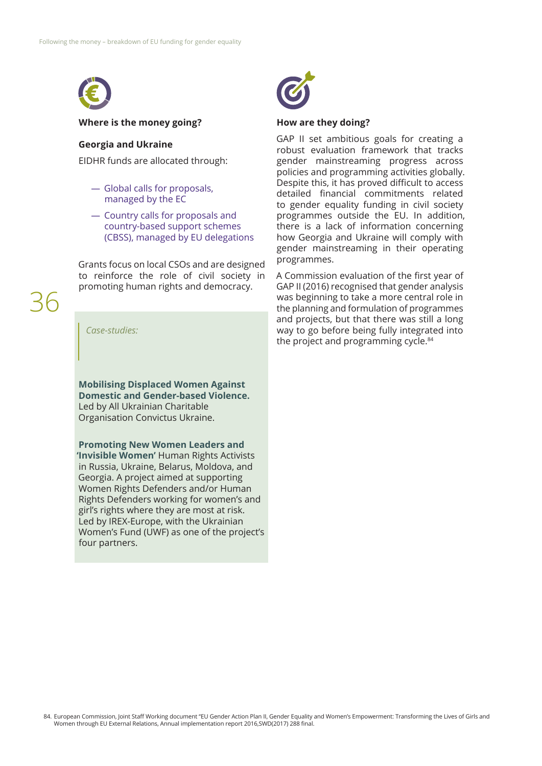### Where is the money going?

#### Georgia and Ukraine

EIDHR funds are allocated through:

- Global calls for proposals, managed by the EC
- Country calls for proposals and country-based support schemes (CBSS), managed by EU delegations

Grants focus on local CSOs and are designed to reinforce the role of civil society in promoting human rights and democracy.

*Case-studies:*

**Mobilising Displaced Women Against Domestic and Gender-based Violence.** Led by All Ukrainian Charitable Organisation Convictus Ukraine.

**Promoting New Women Leaders and 'Invisible Women'** Human Rights Activists in Russia, Ukraine, Belarus, Moldova, and Georgia. A project aimed at supporting Women Rights Defenders and/or Human Rights Defenders working for women's and girl's rights where they are most at risk. Led by IREX-Europe, with the Ukrainian Women's Fund (UWF) as one of the project's four partners.

### How are they doing?

GAP II set ambitious goals for creating a robust evaluation framework that tracks gender mainstreaming progress across policies and programming activities globally. Despite this, it has proved difficult to access detailed financial commitments related to gender equality funding in civil society programmes outside the EU. In addition, there is a lack of information concerning how Georgia and Ukraine will comply with gender mainstreaming in their operating programmes.

A Commission evaluation of the first year of GAP II (2016) recognised that gender analysis was beginning to take a more central role in the planning and formulation of programmes and projects, but that there was still a long way to go before being fully integrated into the project and programming cycle.[84]

84. European Commission, Joint Staff Working document "EU Gender Action Plan II, Gender Equality and Women's Empowerment: Transforming the Lives of Girls and Women through EU External Relations, Annual implementation report 2016,SWD(2017) 288 final.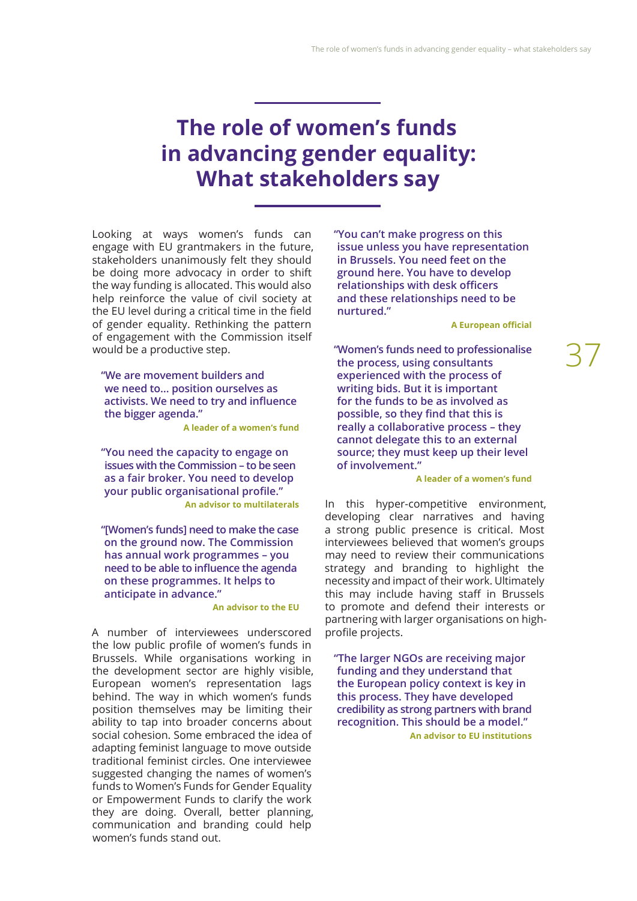# The role of women's funds in advancing gender equality: What stakeholders say

Looking at ways women's funds can engage with EU grantmakers in the future, stakeholders unanimously felt they should be doing more advocacy in order to shift the way funding is allocated. This would also help reinforce the value of civil society at the EU level during a critical time in the field of gender equality. Rethinking the pattern of engagement with the Commission itself would be a productive step.

> **"We are movement builders and we need to... position ourselves as activists. We need to try and influence the bigger agenda."**
>
> **A leader of a women's fund**

> **"You need the capacity to engage on issues with the Commission – to be seen as a fair broker. You need to develop your public organisational profile."**
>
> **An advisor to multilaterals**

> **"[Women's funds] need to make the case on the ground now. The Commission has annual work programmes – you need to be able to influence the agenda on these programmes. It helps to anticipate in advance."**
>
> **An advisor to the EU**

A number of interviewees underscored the low public profile of women's funds in Brussels. While organisations working in the development sector are highly visible, European women's representation lags behind. The way in which women's funds position themselves may be limiting their ability to tap into broader concerns about social cohesion. Some embraced the idea of adapting feminist language to move outside traditional feminist circles. One interviewee suggested changing the names of women's funds to Women's Funds for Gender Equality or Empowerment Funds to clarify the work they are doing. Overall, better planning, communication and branding could help women's funds stand out.

> **"You can't make progress on this issue unless you have representation in Brussels. You need feet on the ground here. You have to develop relationships with desk officers and these relationships need to be nurtured."**
>
> **A European official**

> **"Women's funds need to professionalise the process, using consultants experienced with the process of writing bids. But it is important for the funds to be as involved as possible, so they find that this is really a collaborative process – they cannot delegate this to an external source; they must keep up their level of involvement."**
>
> **A leader of a women's fund**

In this hyper-competitive environment, developing clear narratives and having a strong public presence is critical. Most interviewees believed that women's groups may need to review their communications strategy and branding to highlight the necessity and impact of their work. Ultimately this may include having staff in Brussels to promote and defend their interests or partnering with larger organisations on high-profile projects.

> **"The larger NGOs are receiving major funding and they understand that the European policy context is key in this process. They have developed credibility as strong partners with brand recognition. This should be a model."**
>
> **An advisor to EU institutions**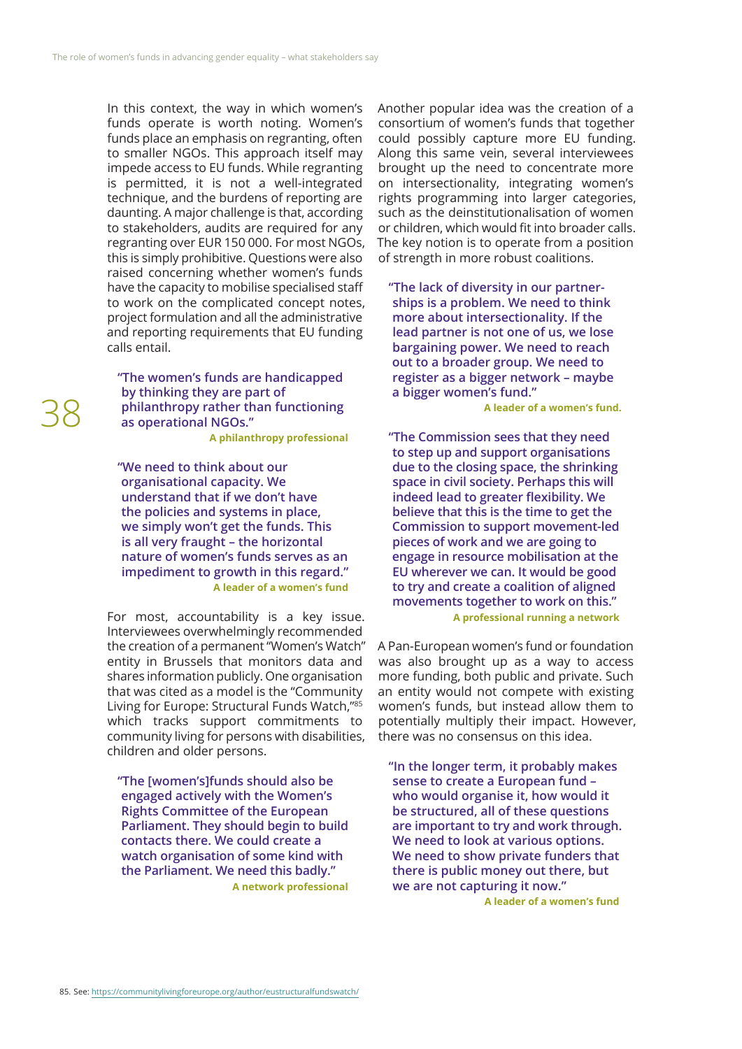In this context, the way in which women's funds operate is worth noting. Women's funds place an emphasis on regranting, often to smaller NGOs. This approach itself may impede access to EU funds. While regranting is permitted, it is not a well-integrated technique, and the burdens of reporting are daunting. A major challenge is that, according to stakeholders, audits are required for any regranting over EUR 150 000. For most NGOs, this is simply prohibitive. Questions were also raised concerning whether women's funds have the capacity to mobilise specialised staff to work on the complicated concept notes, project formulation and all the administrative and reporting requirements that EU funding calls entail.

> **"The women's funds are handicapped by thinking they are part of philanthropy rather than functioning as operational NGOs."**
>
> **A philanthropy professional**

> **"We need to think about our organisational capacity. We understand that if we don't have the policies and systems in place, we simply won't get the funds. This is all very fraught – the horizontal nature of women's funds serves as an impediment to growth in this regard."**
>
> **A leader of a women's fund**

For most, accountability is a key issue. Interviewees overwhelmingly recommended the creation of a permanent "Women's Watch" entity in Brussels that monitors data and shares information publicly. One organisation that was cited as a model is the "Community Living for Europe: Structural Funds Watch,"[85] which tracks support commitments to community living for persons with disabilities, children and older persons.

> **"The [women's]funds should also be engaged actively with the Women's Rights Committee of the European Parliament. They should begin to build contacts there. We could create a watch organisation of some kind with the Parliament. We need this badly."**
>
> **A network professional**

Another popular idea was the creation of a consortium of women's funds that together could possibly capture more EU funding. Along this same vein, several interviewees brought up the need to concentrate more on intersectionality, integrating women's rights programming into larger categories, such as the deinstitutionalisation of women or children, which would fit into broader calls. The key notion is to operate from a position of strength in more robust coalitions.

> **"The lack of diversity in our partnerships is a problem. We need to think more about intersectionality. If the lead partner is not one of us, we lose bargaining power. We need to reach out to a broader group. We need to register as a bigger network – maybe a bigger women's fund."**
>
> **A leader of a women's fund.**

> **"The Commission sees that they need to step up and support organisations due to the closing space, the shrinking space in civil society. Perhaps this will indeed lead to greater flexibility. We believe that this is the time to get the Commission to support movement-led pieces of work and we are going to engage in resource mobilisation at the EU wherever we can. It would be good to try and create a coalition of aligned movements together to work on this."**
>
> **A professional running a network**

A Pan-European women's fund or foundation was also brought up as a way to access more funding, both public and private. Such an entity would not compete with existing women's funds, but instead allow them to potentially multiply their impact. However, there was no consensus on this idea.

> **"In the longer term, it probably makes sense to create a European fund – who would organise it, how would it be structured, all of these questions are important to try and work through. We need to look at various options. We need to show private funders that there is public money out there, but we are not capturing it now."**
>
> **A leader of a women's fund**

85. See: https://communitylivingforeurope.org/author/eustructuralfundswatch/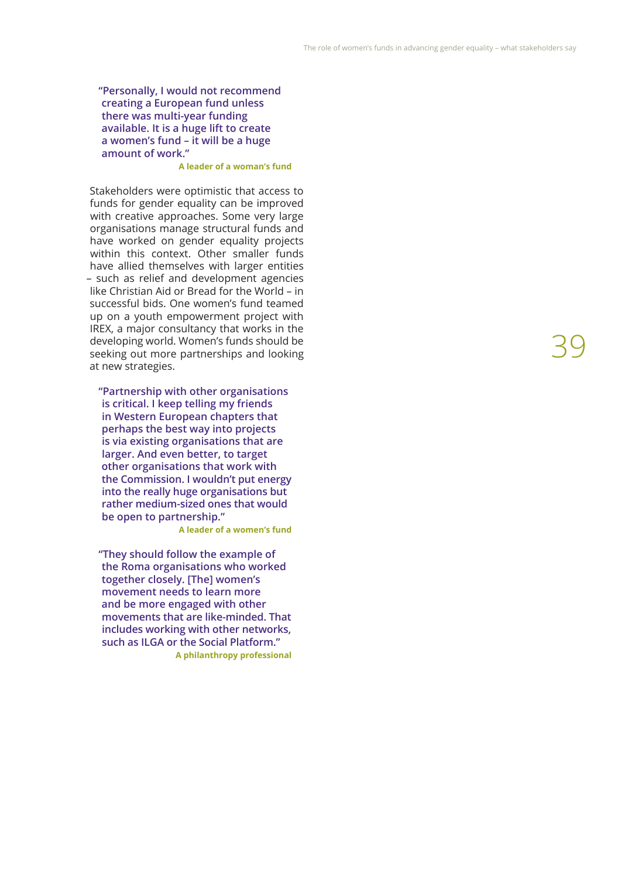> **"Personally, I would not recommend creating a European fund unless there was multi-year funding available. It is a huge lift to create a women's fund – it will be a huge amount of work."**
>
> **A leader of a woman's fund**

Stakeholders were optimistic that access to funds for gender equality can be improved with creative approaches. Some very large organisations manage structural funds and have worked on gender equality projects within this context. Other smaller funds have allied themselves with larger entities – such as relief and development agencies like Christian Aid or Bread for the World – in successful bids. One women's fund teamed up on a youth empowerment project with IREX, a major consultancy that works in the developing world. Women's funds should be seeking out more partnerships and looking at new strategies.

> **"Partnership with other organisations is critical. I keep telling my friends in Western European chapters that perhaps the best way into projects is via existing organisations that are larger. And even better, to target other organisations that work with the Commission. I wouldn't put energy into the really huge organisations but rather medium-sized ones that would be open to partnership."**
>
> **A leader of a women's fund**

> **"They should follow the example of the Roma organisations who worked together closely. [The] women's movement needs to learn more and be more engaged with other movements that are like-minded. That includes working with other networks, such as ILGA or the Social Platform."**
>
> **A philanthropy professional**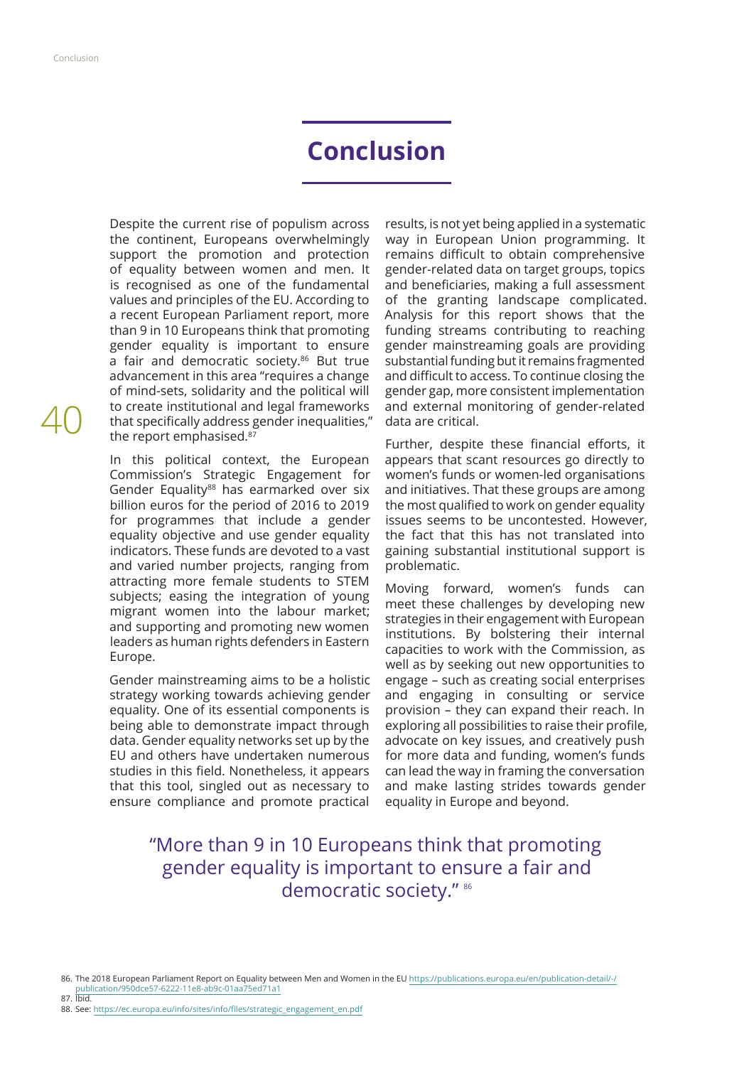# Conclusion

Despite the current rise of populism across the continent, Europeans overwhelmingly support the promotion and protection of equality between women and men. It is recognised as one of the fundamental values and principles of the EU. According to a recent European Parliament report, more than 9 in 10 Europeans think that promoting gender equality is important to ensure a fair and democratic society.[86] But true advancement in this area "requires a change of mind-sets, solidarity and the political will to create institutional and legal frameworks that specifically address gender inequalities," the report emphasised.[87]

In this political context, the European Commission's Strategic Engagement for Gender Equality[88] has earmarked over six billion euros for the period of 2016 to 2019 for programmes that include a gender equality objective and use gender equality indicators. These funds are devoted to a vast and varied number projects, ranging from attracting more female students to STEM subjects; easing the integration of young migrant women into the labour market; and supporting and promoting new women leaders as human rights defenders in Eastern Europe.

Gender mainstreaming aims to be a holistic strategy working towards achieving gender equality. One of its essential components is being able to demonstrate impact through data. Gender equality networks set up by the EU and others have undertaken numerous studies in this field. Nonetheless, it appears that this tool, singled out as necessary to ensure compliance and promote practical results, is not yet being applied in a systematic way in European Union programming. It remains difficult to obtain comprehensive gender-related data on target groups, topics and beneficiaries, making a full assessment of the granting landscape complicated. Analysis for this report shows that the funding streams contributing to reaching gender mainstreaming goals are providing substantial funding but it remains fragmented and difficult to access. To continue closing the gender gap, more consistent implementation and external monitoring of gender-related data are critical.

Further, despite these financial efforts, it appears that scant resources go directly to women's funds or women-led organisations and initiatives. That these groups are among the most qualified to work on gender equality issues seems to be uncontested. However, the fact that this has not translated into gaining substantial institutional support is problematic.

Moving forward, women's funds can meet these challenges by developing new strategies in their engagement with European institutions. By bolstering their internal capacities to work with the Commission, as well as by seeking out new opportunities to engage – such as creating social enterprises and engaging in consulting or service provision – they can expand their reach. In exploring all possibilities to raise their profile, advocate on key issues, and creatively push for more data and funding, women's funds can lead the way in framing the conversation and make lasting strides towards gender equality in Europe and beyond.

> "More than 9 in 10 Europeans think that promoting gender equality is important to ensure a fair and democratic society." [86]

86. The 2018 European Parliament Report on Equality between Men and Women in the EU https://publications.europa.eu/en/publication-detail/-/publication/950dce57-6222-11e8-ab9c-01aa75ed71a1
87. Ibid.
88. See: https://ec.europa.eu/info/sites/info/files/strategic_engagement_en.pdf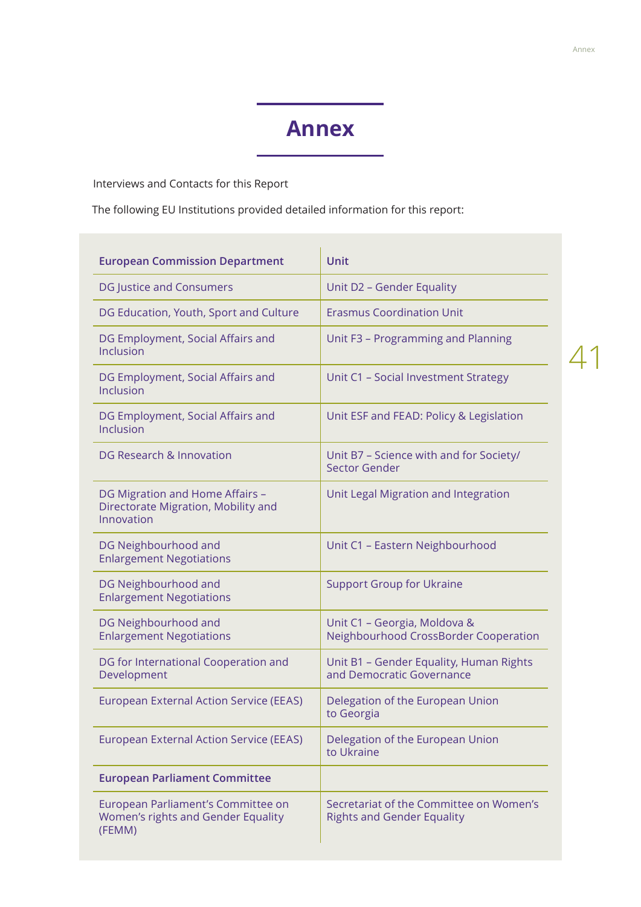# Annex

Interviews and Contacts for this Report

The following EU Institutions provided detailed information for this report:

| European Commission Department | Unit |
|---|---|
| DG Justice and Consumers | Unit D2 – Gender Equality |
| DG Education, Youth, Sport and Culture | Erasmus Coordination Unit |
| DG Employment, Social Affairs and Inclusion | Unit F3 – Programming and Planning |
| DG Employment, Social Affairs and Inclusion | Unit C1 – Social Investment Strategy |
| DG Employment, Social Affairs and Inclusion | Unit ESF and FEAD: Policy & Legislation |
| DG Research & Innovation | Unit B7 – Science with and for Society/ Sector Gender |
| DG Migration and Home Affairs – Directorate Migration, Mobility and Innovation | Unit Legal Migration and Integration |
| DG Neighbourhood and Enlargement Negotiations | Unit C1 – Eastern Neighbourhood |
| DG Neighbourhood and Enlargement Negotiations | Support Group for Ukraine |
| DG Neighbourhood and Enlargement Negotiations | Unit C1 – Georgia, Moldova & Neighbourhood CrossBorder Cooperation |
| DG for International Cooperation and Development | Unit B1 – Gender Equality, Human Rights and Democratic Governance |
| European External Action Service (EEAS) | Delegation of the European Union to Georgia |
| European External Action Service (EEAS) | Delegation of the European Union to Ukraine |
| **European Parliament Committee** | |
| European Parliament's Committee on Women's rights and Gender Equality (FEMM) | Secretariat of the Committee on Women's Rights and Gender Equality |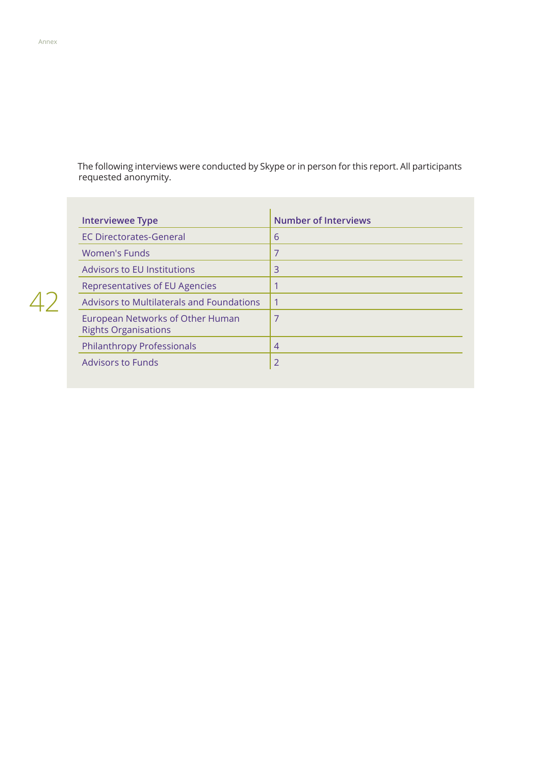The following interviews were conducted by Skype or in person for this report. All participants requested anonymity.

| Interviewee Type | Number of Interviews |
| --- | --- |
| EC Directorates-General | 6 |
| Women's Funds | 7 |
| Advisors to EU Institutions | 3 |
| Representatives of EU Agencies | 1 |
| Advisors to Multilaterals and Foundations | 1 |
| European Networks of Other Human Rights Organisations | 7 |
| Philanthropy Professionals | 4 |
| Advisors to Funds | 2 |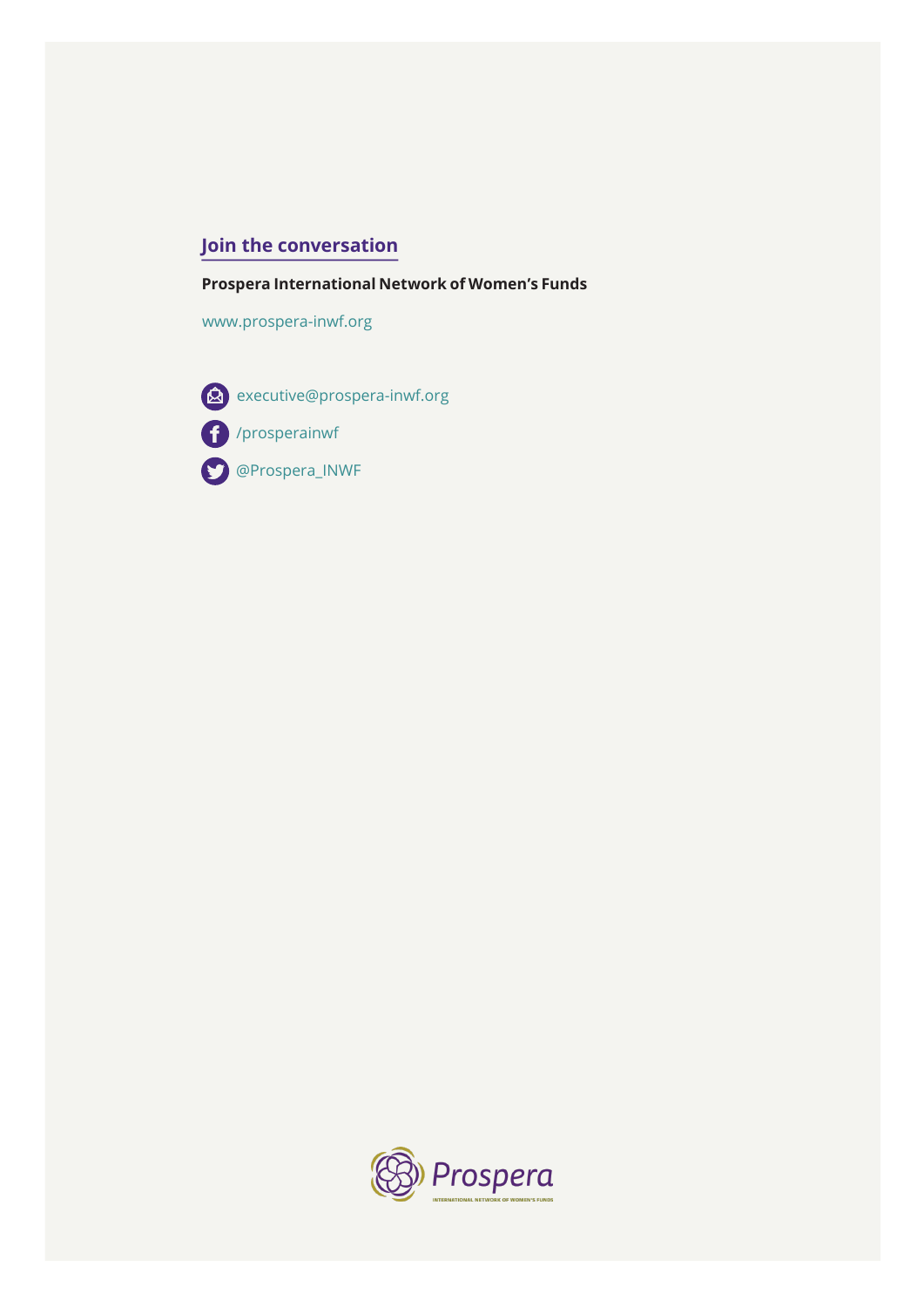## Join the conversation

**Prospera International Network of Women's Funds**

www.prospera-inwf.org

executive@prospera-inwf.org

/prosperainwf

@Prospera_INWF

Prospera

INTERNATIONAL NETWORK OF WOMEN'S FUNDS